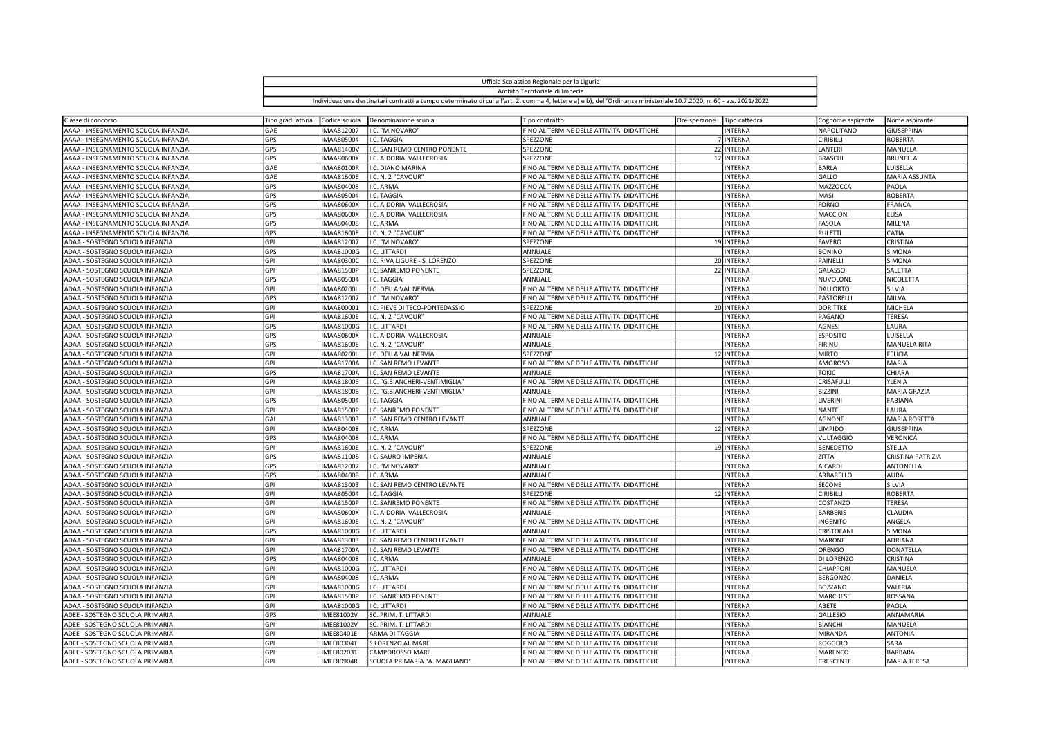Ufficio Scolastico Regionale per la Liguria

Ambito Territoriale di Imperia

Individuazione destinatari contratti a tempo determinato di cui all'art. 2, comma 4, lettere a) e b), dell'Ordinanza ministeriale 10.7.2020, n. 60 - a.s. 2021/2022

| Classe di concorso | Tipo graduatoria | Codice scuola | Denominazione scuola | Tipo contratto | Ore spezzone | Tipo cattedra | Cognome aspirante | Nome aspirante |
|---|---|---|---|---|---|---|---|---|
| AAAA - INSEGNAMENTO SCUOLA INFANZIA | GAE | IMAA812007 | I.C. "M.NOVARO" | FINO AL TERMINE DELLE ATTIVITA' DIDATTICHE | | INTERNA | NAPOLITANO | GIUSEPPINA |
| AAAA - INSEGNAMENTO SCUOLA INFANZIA | GPS | IMAA805004 | I.C. TAGGIA | SPEZZONE | 7 | INTERNA | CIRIBILLI | ROBERTA |
| AAAA - INSEGNAMENTO SCUOLA INFANZIA | GPS | IMAA81400V | I.C. SAN REMO CENTRO PONENTE | SPEZZONE | 22 | INTERNA | LANTERI | MANUELA |
| AAAA - INSEGNAMENTO SCUOLA INFANZIA | GPS | IMAA80600X | I.C. A.DORIA VALLECROSIA | SPEZZONE | 12 | INTERNA | BRASCHI | BRUNELLA |
| AAAA - INSEGNAMENTO SCUOLA INFANZIA | GAE | IMAA80100R | I.C. DIANO MARINA | FINO AL TERMINE DELLE ATTIVITA' DIDATTICHE | | INTERNA | BARLA | LUISELLA |
| AAAA - INSEGNAMENTO SCUOLA INFANZIA | GAE | IMAA81600E | I.C. N. 2 "CAVOUR" | FINO AL TERMINE DELLE ATTIVITA' DIDATTICHE | | INTERNA | GALLO | MARIA ASSUNTA |
| AAAA - INSEGNAMENTO SCUOLA INFANZIA | GPS | IMAA804008 | I.C. ARMA | FINO AL TERMINE DELLE ATTIVITA' DIDATTICHE | | INTERNA | MAZZOCCA | PAOLA |
| AAAA - INSEGNAMENTO SCUOLA INFANZIA | GPS | IMAA805004 | I.C. TAGGIA | FINO AL TERMINE DELLE ATTIVITA' DIDATTICHE | | INTERNA | MASI | ROBERTA |
| AAAA - INSEGNAMENTO SCUOLA INFANZIA | GPS | IMAA80600X | I.C. A.DORIA VALLECROSIA | FINO AL TERMINE DELLE ATTIVITA' DIDATTICHE | | INTERNA | FORNO | FRANCA |
| AAAA - INSEGNAMENTO SCUOLA INFANZIA | GPS | IMAA80600X | I.C. A.DORIA VALLECROSIA | FINO AL TERMINE DELLE ATTIVITA' DIDATTICHE | | INTERNA | MACCIONI | ELISA |
| AAAA - INSEGNAMENTO SCUOLA INFANZIA | GPS | IMAA804008 | I.C. ARMA | FINO AL TERMINE DELLE ATTIVITA' DIDATTICHE | | INTERNA | FASOLA | MILENA |
| AAAA - INSEGNAMENTO SCUOLA INFANZIA | GPS | IMAA81600E | I.C. N. 2 "CAVOUR" | FINO AL TERMINE DELLE ATTIVITA' DIDATTICHE | | INTERNA | PULETTI | CATIA |
| ADAA - SOSTEGNO SCUOLA INFANZIA | GPI | IMAA812007 | I.C. "M.NOVARO" | SPEZZONE | 19 | INTERNA | FAVERO | CRISTINA |
| ADAA - SOSTEGNO SCUOLA INFANZIA | GPS | IMAA81000G | I.C. LITTARDI | ANNUALE | | INTERNA | BONINO | SIMONA |
| ADAA - SOSTEGNO SCUOLA INFANZIA | GPI | IMAA80300C | I.C. RIVA LIGURE - S. LORENZO | SPEZZONE | 20 | INTERNA | PAINELLI | SIMONA |
| ADAA - SOSTEGNO SCUOLA INFANZIA | GPI | IMAA81500P | I.C. SANREMO PONENTE | SPEZZONE | 22 | INTERNA | GALASSO | SALETTA |
| ADAA - SOSTEGNO SCUOLA INFANZIA | GPS | IMAA805004 | I.C. TAGGIA | ANNUALE | | INTERNA | NUVOLONE | NICOLETTA |
| ADAA - SOSTEGNO SCUOLA INFANZIA | GPI | IMAA80200L | I.C. DELLA VAL NERVIA | FINO AL TERMINE DELLE ATTIVITA' DIDATTICHE | | INTERNA | DALLORTO | SILVIA |
| ADAA - SOSTEGNO SCUOLA INFANZIA | GPS | IMAA812007 | I.C. "M.NOVARO" | FINO AL TERMINE DELLE ATTIVITA' DIDATTICHE | | INTERNA | PASTORELLI | MILVA |
| ADAA - SOSTEGNO SCUOLA INFANZIA | GPI | IMAA800001 | I.C. PIEVE DI TECO-PONTEDASSIO | SPEZZONE | 20 | INTERNA | DORITTKE | MICHELA |
| ADAA - SOSTEGNO SCUOLA INFANZIA | GPI | IMAA81600E | I.C. N. 2 "CAVOUR" | FINO AL TERMINE DELLE ATTIVITA' DIDATTICHE | | INTERNA | PAGANO | TERESA |
| ADAA - SOSTEGNO SCUOLA INFANZIA | GPS | IMAA81000G | I.C. LITTARDI | FINO AL TERMINE DELLE ATTIVITA' DIDATTICHE | | INTERNA | AGNESI | LAURA |
| ADAA - SOSTEGNO SCUOLA INFANZIA | GPS | IMAA80600X | I.C. A.DORIA VALLECROSIA | ANNUALE | | INTERNA | ESPOSITO | LUISELLA |
| ADAA - SOSTEGNO SCUOLA INFANZIA | GPS | IMAA81600E | I.C. N. 2 "CAVOUR" | ANNUALE | | INTERNA | FIRINU | MANUELA RITA |
| ADAA - SOSTEGNO SCUOLA INFANZIA | GPI | IMAA80200L | I.C. DELLA VAL NERVIA | SPEZZONE | 12 | INTERNA | MIRTO | FELICIA |
| ADAA - SOSTEGNO SCUOLA INFANZIA | GPI | IMAA81700A | I.C. SAN REMO LEVANTE | FINO AL TERMINE DELLE ATTIVITA' DIDATTICHE | | INTERNA | AMOROSO | MARIA |
| ADAA - SOSTEGNO SCUOLA INFANZIA | GPS | IMAA81700A | I.C. SAN REMO LEVANTE | ANNUALE | | INTERNA | TOKIC | CHIARA |
| ADAA - SOSTEGNO SCUOLA INFANZIA | GPI | IMAA818006 | I.C. "G.BIANCHERI-VENTIMIGLIA" | FINO AL TERMINE DELLE ATTIVITA' DIDATTICHE | | INTERNA | CRISAFULLI | YLENIA |
| ADAA - SOSTEGNO SCUOLA INFANZIA | GPI | IMAA818006 | I.C. "G.BIANCHERI-VENTIMIGLIA" | ANNUALE | | INTERNA | BIZZINI | MARIA GRAZIA |
| ADAA - SOSTEGNO SCUOLA INFANZIA | GPS | IMAA805004 | I.C. TAGGIA | FINO AL TERMINE DELLE ATTIVITA' DIDATTICHE | | INTERNA | LIVERINI | FABIANA |
| ADAA - SOSTEGNO SCUOLA INFANZIA | GPI | IMAA81500P | I.C. SANREMO PONENTE | FINO AL TERMINE DELLE ATTIVITA' DIDATTICHE | | INTERNA | NANTE | LAURA |
| ADAA - SOSTEGNO SCUOLA INFANZIA | GAI | IMAA813003 | I.C. SAN REMO CENTRO LEVANTE | ANNUALE | | INTERNA | AGNONE | MARIA ROSETTA |
| ADAA - SOSTEGNO SCUOLA INFANZIA | GPI | IMAA804008 | I.C. ARMA | SPEZZONE | 12 | INTERNA | LIMPIDO | GIUSEPPINA |
| ADAA - SOSTEGNO SCUOLA INFANZIA | GPS | IMAA804008 | I.C. ARMA | FINO AL TERMINE DELLE ATTIVITA' DIDATTICHE | | INTERNA | VULTAGGIO | VERONICA |
| ADAA - SOSTEGNO SCUOLA INFANZIA | GPI | IMAA81600E | I.C. N. 2 "CAVOUR" | SPEZZONE | 19 | INTERNA | BENEDETTO | STELLA |
| ADAA - SOSTEGNO SCUOLA INFANZIA | GPS | IMAA81100B | I.C. SAURO IMPERIA | ANNUALE | | INTERNA | ZITTA | CRISTINA PATRIZIA |
| ADAA - SOSTEGNO SCUOLA INFANZIA | GPS | IMAA812007 | I.C. "M.NOVARO" | ANNUALE | | INTERNA | AICARDI | ANTONELLA |
| ADAA - SOSTEGNO SCUOLA INFANZIA | GPS | IMAA804008 | I.C. ARMA | ANNUALE | | INTERNA | ARBARELLO | AURA |
| ADAA - SOSTEGNO SCUOLA INFANZIA | GPI | IMAA813003 | I.C. SAN REMO CENTRO LEVANTE | FINO AL TERMINE DELLE ATTIVITA' DIDATTICHE | | INTERNA | SECONE | SILVIA |
| ADAA - SOSTEGNO SCUOLA INFANZIA | GPI | IMAA805004 | I.C. TAGGIA | SPEZZONE | 12 | INTERNA | CIRIBILLI | ROBERTA |
| ADAA - SOSTEGNO SCUOLA INFANZIA | GPI | IMAA81500P | I.C. SANREMO PONENTE | FINO AL TERMINE DELLE ATTIVITA' DIDATTICHE | | INTERNA | COSTANZO | TERESA |
| ADAA - SOSTEGNO SCUOLA INFANZIA | GPI | IMAA80600X | I.C. A.DORIA VALLECROSIA | ANNUALE | | INTERNA | BARBERIS | CLAUDIA |
| ADAA - SOSTEGNO SCUOLA INFANZIA | GPI | IMAA81600E | I.C. N. 2 "CAVOUR" | FINO AL TERMINE DELLE ATTIVITA' DIDATTICHE | | INTERNA | INGENITO | ANGELA |
| ADAA - SOSTEGNO SCUOLA INFANZIA | GPS | IMAA81000G | I.C. LITTARDI | ANNUALE | | INTERNA | CRISTOFANI | SIMONA |
| ADAA - SOSTEGNO SCUOLA INFANZIA | GPI | IMAA813003 | I.C. SAN REMO CENTRO LEVANTE | FINO AL TERMINE DELLE ATTIVITA' DIDATTICHE | | INTERNA | MARONE | ADRIANA |
| ADAA - SOSTEGNO SCUOLA INFANZIA | GPI | IMAA81700A | I.C. SAN REMO LEVANTE | FINO AL TERMINE DELLE ATTIVITA' DIDATTICHE | | INTERNA | ORENGO | DONATELLA |
| ADAA - SOSTEGNO SCUOLA INFANZIA | GPS | IMAA804008 | I.C. ARMA | ANNUALE | | INTERNA | DI LORENZO | CRISTINA |
| ADAA - SOSTEGNO SCUOLA INFANZIA | GPI | IMAA81000G | I.C. LITTARDI | FINO AL TERMINE DELLE ATTIVITA' DIDATTICHE | | INTERNA | CHIAPPORI | MANUELA |
| ADAA - SOSTEGNO SCUOLA INFANZIA | GPI | IMAA804008 | I.C. ARMA | FINO AL TERMINE DELLE ATTIVITA' DIDATTICHE | | INTERNA | BERGONZO | DANIELA |
| ADAA - SOSTEGNO SCUOLA INFANZIA | GPI | IMAA81000G | I.C. LITTARDI | FINO AL TERMINE DELLE ATTIVITA' DIDATTICHE | | INTERNA | BOZZANO | VALERIA |
| ADAA - SOSTEGNO SCUOLA INFANZIA | GPI | IMAA81500P | I.C. SANREMO PONENTE | FINO AL TERMINE DELLE ATTIVITA' DIDATTICHE | | INTERNA | MARCHESE | ROSSANA |
| ADAA - SOSTEGNO SCUOLA INFANZIA | GPI | IMAA81000G | I.C. LITTARDI | FINO AL TERMINE DELLE ATTIVITA' DIDATTICHE | | INTERNA | ABETE | PAOLA |
| ADEE - SOSTEGNO SCUOLA PRIMARIA | GPS | IMEE81002V | SC. PRIM. T. LITTARDI | ANNUALE | | INTERNA | GALLESIO | ANNAMARIA |
| ADEE - SOSTEGNO SCUOLA PRIMARIA | GPI | IMEE81002V | SC. PRIM. T. LITTARDI | FINO AL TERMINE DELLE ATTIVITA' DIDATTICHE | | INTERNA | BIANCHI | MANUELA |
| ADEE - SOSTEGNO SCUOLA PRIMARIA | GPI | IMEE80401E | ARMA DI TAGGIA | FINO AL TERMINE DELLE ATTIVITA' DIDATTICHE | | INTERNA | MIRANDA | ANTONIA |
| ADEE - SOSTEGNO SCUOLA PRIMARIA | GPI | IMEE80304T | S.LORENZO AL MARE | FINO AL TERMINE DELLE ATTIVITA' DIDATTICHE | | INTERNA | ROGGERO | SARA |
| ADEE - SOSTEGNO SCUOLA PRIMARIA | GPI | IMEE802031 | CAMPOROSSO MARE | FINO AL TERMINE DELLE ATTIVITA' DIDATTICHE | | INTERNA | MARENCO | BARBARA |
| ADEE - SOSTEGNO SCUOLA PRIMARIA | GPI | IMEE80904R | SCUOLA PRIMARIA "A. MAGLIANO" | FINO AL TERMINE DELLE ATTIVITA' DIDATTICHE | | INTERNA | CRESCENTE | MARIA TERESA |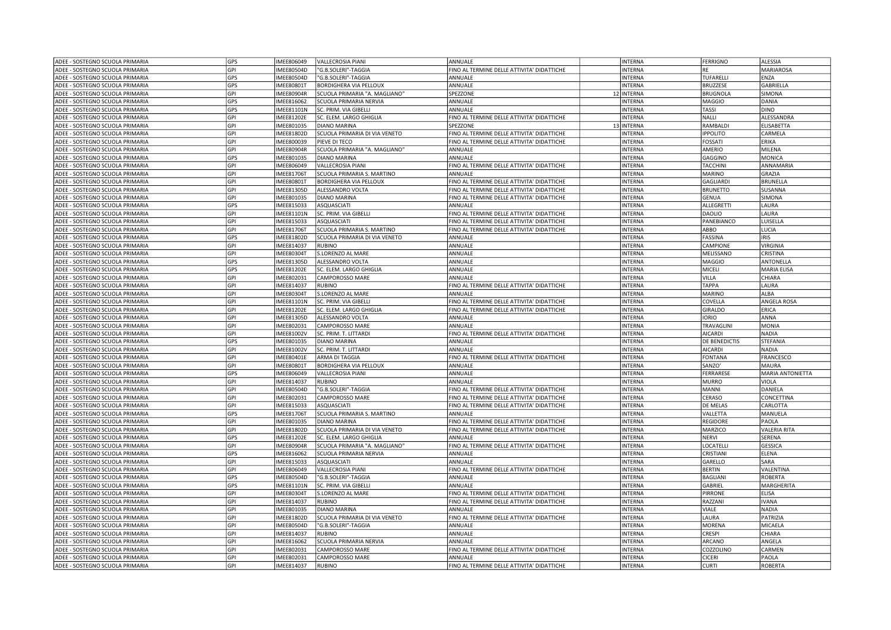| | | | | | | | | |
|---|---|---|---|---|---|---|---|---|
| ADEE - SOSTEGNO SCUOLA PRIMARIA | GPS | IMEE806049 | VALLECROSIA PIANI | ANNUALE | | INTERNA | FERRIGNO | ALESSIA |
| ADEE - SOSTEGNO SCUOLA PRIMARIA | GPI | IMEE80504D | "G.B.SOLERI"-TAGGIA | FINO AL TERMINE DELLE ATTIVITA' DIDATTICHE | | INTERNA | RE | MARIAROSA |
| ADEE - SOSTEGNO SCUOLA PRIMARIA | GPS | IMEE80504D | "G.B.SOLERI"-TAGGIA | ANNUALE | | INTERNA | TUFARELLI | ENZA |
| ADEE - SOSTEGNO SCUOLA PRIMARIA | GPS | IMEE80801T | BORDIGHERA VIA PELLOUX | ANNUALE | | INTERNA | BRUZZESE | GABRIELLA |
| ADEE - SOSTEGNO SCUOLA PRIMARIA | GPI | IMEE80904R | SCUOLA PRIMARIA "A. MAGLIANO" | SPEZZONE | 12 | INTERNA | BRUGNOLA | SIMONA |
| ADEE - SOSTEGNO SCUOLA PRIMARIA | GPS | IMEE816062 | SCUOLA PRIMARIA NERVIA | ANNUALE | | INTERNA | MAGGIO | DANIA |
| ADEE - SOSTEGNO SCUOLA PRIMARIA | GPS | IMEE81101N | SC. PRIM. VIA GIBELLI | ANNUALE | | INTERNA | TASSI | DINO |
| ADEE - SOSTEGNO SCUOLA PRIMARIA | GPI | IMEE81202E | SC. ELEM. LARGO GHIGLIA | FINO AL TERMINE DELLE ATTIVITA' DIDATTICHE | | INTERNA | NALLI | ALESSANDRA |
| ADEE - SOSTEGNO SCUOLA PRIMARIA | GPI | IMEE801035 | DIANO MARINA | SPEZZONE | 13 | INTERNA | RAMBALDI | ELISABETTA |
| ADEE - SOSTEGNO SCUOLA PRIMARIA | GPI | IMEE81802D | SCUOLA PRIMARIA DI VIA VENETO | FINO AL TERMINE DELLE ATTIVITA' DIDATTICHE | | INTERNA | IPPOLITO | CARMELA |
| ADEE - SOSTEGNO SCUOLA PRIMARIA | GPI | IMEE800039 | PIEVE DI TECO | FINO AL TERMINE DELLE ATTIVITA' DIDATTICHE | | INTERNA | FOSSATI | ERIKA |
| ADEE - SOSTEGNO SCUOLA PRIMARIA | GPI | IMEE80904R | SCUOLA PRIMARIA "A. MAGLIANO" | ANNUALE | | INTERNA | AMERIO | MILENA |
| ADEE - SOSTEGNO SCUOLA PRIMARIA | GPS | IMEE801035 | DIANO MARINA | ANNUALE | | INTERNA | GAGGINO | MONICA |
| ADEE - SOSTEGNO SCUOLA PRIMARIA | GPI | IMEE806049 | VALLECROSIA PIANI | FINO AL TERMINE DELLE ATTIVITA' DIDATTICHE | | INTERNA | TACCHINI | ANNAMARIA |
| ADEE - SOSTEGNO SCUOLA PRIMARIA | GPI | IMEE81706T | SCUOLA PRIMARIA S. MARTINO | ANNUALE | | INTERNA | MARINO | GRAZIA |
| ADEE - SOSTEGNO SCUOLA PRIMARIA | GPI | IMEE80801T | BORDIGHERA VIA PELLOUX | FINO AL TERMINE DELLE ATTIVITA' DIDATTICHE | | INTERNA | GAGLIARDI | BRUNELLA |
| ADEE - SOSTEGNO SCUOLA PRIMARIA | GPI | IMEE81305D | ALESSANDRO VOLTA | FINO AL TERMINE DELLE ATTIVITA' DIDATTICHE | | INTERNA | BRUNETTO | SUSANNA |
| ADEE - SOSTEGNO SCUOLA PRIMARIA | GPI | IMEE801035 | DIANO MARINA | FINO AL TERMINE DELLE ATTIVITA' DIDATTICHE | | INTERNA | GENUA | SIMONA |
| ADEE - SOSTEGNO SCUOLA PRIMARIA | GPS | IMEE815033 | ASQUASCIATI | ANNUALE | | INTERNA | ALLEGRETTI | LAURA |
| ADEE - SOSTEGNO SCUOLA PRIMARIA | GPI | IMEE81101N | SC. PRIM. VIA GIBELLI | FINO AL TERMINE DELLE ATTIVITA' DIDATTICHE | | INTERNA | DAOLIO | LAURA |
| ADEE - SOSTEGNO SCUOLA PRIMARIA | GPI | IMEE815033 | ASQUASCIATI | FINO AL TERMINE DELLE ATTIVITA' DIDATTICHE | | INTERNA | PANEBIANCO | LUISELLA |
| ADEE - SOSTEGNO SCUOLA PRIMARIA | GPI | IMEE81706T | SCUOLA PRIMARIA S. MARTINO | FINO AL TERMINE DELLE ATTIVITA' DIDATTICHE | | INTERNA | ABBO | LUCIA |
| ADEE - SOSTEGNO SCUOLA PRIMARIA | GPS | IMEE81802D | SCUOLA PRIMARIA DI VIA VENETO | ANNUALE | | INTERNA | FASSINA | IRIS |
| ADEE - SOSTEGNO SCUOLA PRIMARIA | GPI | IMEE814037 | RUBINO | ANNUALE | | INTERNA | CAMPIONE | VIRGINIA |
| ADEE - SOSTEGNO SCUOLA PRIMARIA | GPI | IMEE80304T | S.LORENZO AL MARE | ANNUALE | | INTERNA | MELISSANO | CRISTINA |
| ADEE - SOSTEGNO SCUOLA PRIMARIA | GPS | IMEE81305D | ALESSANDRO VOLTA | ANNUALE | | INTERNA | MAGGIO | ANTONELLA |
| ADEE - SOSTEGNO SCUOLA PRIMARIA | GPS | IMEE81202E | SC. ELEM. LARGO GHIGLIA | ANNUALE | | INTERNA | MICELI | MARIA ELISA |
| ADEE - SOSTEGNO SCUOLA PRIMARIA | GPI | IMEE802031 | CAMPOROSSO MARE | ANNUALE | | INTERNA | VILLA | CHIARA |
| ADEE - SOSTEGNO SCUOLA PRIMARIA | GPI | IMEE814037 | RUBINO | FINO AL TERMINE DELLE ATTIVITA' DIDATTICHE | | INTERNA | TAPPA | LAURA |
| ADEE - SOSTEGNO SCUOLA PRIMARIA | GPI | IMEE80304T | S.LORENZO AL MARE | ANNUALE | | INTERNA | MARINO | ALBA |
| ADEE - SOSTEGNO SCUOLA PRIMARIA | GPI | IMEE81101N | SC. PRIM. VIA GIBELLI | FINO AL TERMINE DELLE ATTIVITA' DIDATTICHE | | INTERNA | COVELLA | ANGELA ROSA |
| ADEE - SOSTEGNO SCUOLA PRIMARIA | GPI | IMEE81202E | SC. ELEM. LARGO GHIGLIA | FINO AL TERMINE DELLE ATTIVITA' DIDATTICHE | | INTERNA | GIRALDO | ERICA |
| ADEE - SOSTEGNO SCUOLA PRIMARIA | GPI | IMEE81305D | ALESSANDRO VOLTA | ANNUALE | | INTERNA | IORIO | ANNA |
| ADEE - SOSTEGNO SCUOLA PRIMARIA | GPI | IMEE802031 | CAMPOROSSO MARE | ANNUALE | | INTERNA | TRAVAGLINI | MONIA |
| ADEE - SOSTEGNO SCUOLA PRIMARIA | GPI | IMEE81002V | SC. PRIM. T. LITTARDI | FINO AL TERMINE DELLE ATTIVITA' DIDATTICHE | | INTERNA | AICARDI | NADIA |
| ADEE - SOSTEGNO SCUOLA PRIMARIA | GPS | IMEE801035 | DIANO MARINA | ANNUALE | | INTERNA | DE BENEDICTIS | STEFANIA |
| ADEE - SOSTEGNO SCUOLA PRIMARIA | GPI | IMEE81002V | SC. PRIM. T. LITTARDI | ANNUALE | | INTERNA | AICARDI | NADIA |
| ADEE - SOSTEGNO SCUOLA PRIMARIA | GPI | IMEE80401E | ARMA DI TAGGIA | FINO AL TERMINE DELLE ATTIVITA' DIDATTICHE | | INTERNA | FONTANA | FRANCESCO |
| ADEE - SOSTEGNO SCUOLA PRIMARIA | GPI | IMEE80801T | BORDIGHERA VIA PELLOUX | ANNUALE | | INTERNA | SANZO' | MAURA |
| ADEE - SOSTEGNO SCUOLA PRIMARIA | GPS | IMEE806049 | VALLECROSIA PIANI | ANNUALE | | INTERNA | FERRARESE | MARIA ANTONIETTA |
| ADEE - SOSTEGNO SCUOLA PRIMARIA | GPI | IMEE814037 | RUBINO | ANNUALE | | INTERNA | MURRO | VIOLA |
| ADEE - SOSTEGNO SCUOLA PRIMARIA | GPI | IMEE80504D | "G.B.SOLERI"-TAGGIA | FINO AL TERMINE DELLE ATTIVITA' DIDATTICHE | | INTERNA | MANNI | DANIELA |
| ADEE - SOSTEGNO SCUOLA PRIMARIA | GPI | IMEE802031 | CAMPOROSSO MARE | FINO AL TERMINE DELLE ATTIVITA' DIDATTICHE | | INTERNA | CERASO | CONCETTINA |
| ADEE - SOSTEGNO SCUOLA PRIMARIA | GPI | IMEE815033 | ASQUASCIATI | FINO AL TERMINE DELLE ATTIVITA' DIDATTICHE | | INTERNA | DE MELAS | CARLOTTA |
| ADEE - SOSTEGNO SCUOLA PRIMARIA | GPS | IMEE81706T | SCUOLA PRIMARIA S. MARTINO | ANNUALE | | INTERNA | VALLETTA | MANUELA |
| ADEE - SOSTEGNO SCUOLA PRIMARIA | GPI | IMEE801035 | DIANO MARINA | FINO AL TERMINE DELLE ATTIVITA' DIDATTICHE | | INTERNA | REGIDORE | PAOLA |
| ADEE - SOSTEGNO SCUOLA PRIMARIA | GPI | IMEE81802D | SCUOLA PRIMARIA DI VIA VENETO | FINO AL TERMINE DELLE ATTIVITA' DIDATTICHE | | INTERNA | MARZICO | VALERIA RITA |
| ADEE - SOSTEGNO SCUOLA PRIMARIA | GPS | IMEE81202E | SC. ELEM. LARGO GHIGLIA | ANNUALE | | INTERNA | NERVI | SERENA |
| ADEE - SOSTEGNO SCUOLA PRIMARIA | GPI | IMEE80904R | SCUOLA PRIMARIA "A. MAGLIANO" | FINO AL TERMINE DELLE ATTIVITA' DIDATTICHE | | INTERNA | LOCATELLI | GESSICA |
| ADEE - SOSTEGNO SCUOLA PRIMARIA | GPS | IMEE816062 | SCUOLA PRIMARIA NERVIA | ANNUALE | | INTERNA | CRISTIANI | ELENA |
| ADEE - SOSTEGNO SCUOLA PRIMARIA | GPI | IMEE815033 | ASQUASCIATI | ANNUALE | | INTERNA | GARELLO | SARA |
| ADEE - SOSTEGNO SCUOLA PRIMARIA | GPI | IMEE806049 | VALLECROSIA PIANI | FINO AL TERMINE DELLE ATTIVITA' DIDATTICHE | | INTERNA | BERTIN | VALENTINA |
| ADEE - SOSTEGNO SCUOLA PRIMARIA | GPS | IMEE80504D | "G.B.SOLERI"-TAGGIA | ANNUALE | | INTERNA | BAGLIANI | ROBERTA |
| ADEE - SOSTEGNO SCUOLA PRIMARIA | GPS | IMEE81101N | SC. PRIM. VIA GIBELLI | ANNUALE | | INTERNA | GABRIEL | MARGHERITA |
| ADEE - SOSTEGNO SCUOLA PRIMARIA | GPI | IMEE80304T | S.LORENZO AL MARE | FINO AL TERMINE DELLE ATTIVITA' DIDATTICHE | | INTERNA | PIRRONE | ELISA |
| ADEE - SOSTEGNO SCUOLA PRIMARIA | GPI | IMEE814037 | RUBINO | FINO AL TERMINE DELLE ATTIVITA' DIDATTICHE | | INTERNA | RAZZANI | IVANA |
| ADEE - SOSTEGNO SCUOLA PRIMARIA | GPI | IMEE801035 | DIANO MARINA | ANNUALE | | INTERNA | VIALE | NADIA |
| ADEE - SOSTEGNO SCUOLA PRIMARIA | GPI | IMEE81802D | SCUOLA PRIMARIA DI VIA VENETO | FINO AL TERMINE DELLE ATTIVITA' DIDATTICHE | | INTERNA | LAURA | PATRIZIA |
| ADEE - SOSTEGNO SCUOLA PRIMARIA | GPI | IMEE80504D | "G.B.SOLERI"-TAGGIA | ANNUALE | | INTERNA | MORENA | MICAELA |
| ADEE - SOSTEGNO SCUOLA PRIMARIA | GPI | IMEE814037 | RUBINO | ANNUALE | | INTERNA | CRESPI | CHIARA |
| ADEE - SOSTEGNO SCUOLA PRIMARIA | GPI | IMEE816062 | SCUOLA PRIMARIA NERVIA | ANNUALE | | INTERNA | ARCANO | ANGELA |
| ADEE - SOSTEGNO SCUOLA PRIMARIA | GPI | IMEE802031 | CAMPOROSSO MARE | FINO AL TERMINE DELLE ATTIVITA' DIDATTICHE | | INTERNA | COZZOLINO | CARMEN |
| ADEE - SOSTEGNO SCUOLA PRIMARIA | GPI | IMEE802031 | CAMPOROSSO MARE | ANNUALE | | INTERNA | CICERI | PAOLA |
| ADEE - SOSTEGNO SCUOLA PRIMARIA | GPI | IMEE814037 | RUBINO | FINO AL TERMINE DELLE ATTIVITA' DIDATTICHE | | INTERNA | CURTI | ROBERTA |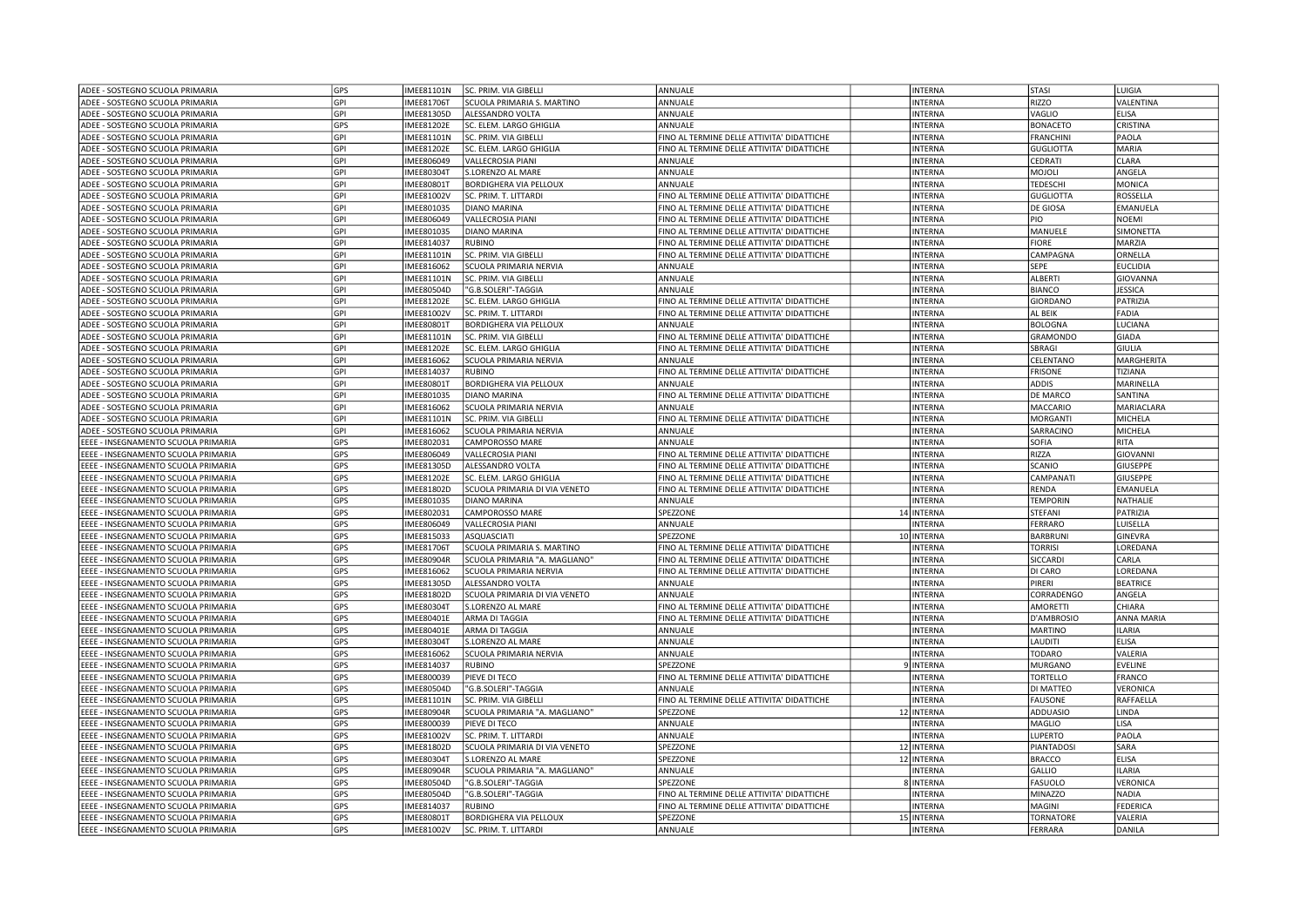| | | | | | | | | |
|---|---|---|---|---|---|---|---|---|
| ADEE - SOSTEGNO SCUOLA PRIMARIA | GPS | IMEE81101N | SC. PRIM. VIA GIBELLI | ANNUALE | | INTERNA | STASI | LUIGIA |
| ADEE - SOSTEGNO SCUOLA PRIMARIA | GPI | IMEE81706T | SCUOLA PRIMARIA S. MARTINO | ANNUALE | | INTERNA | RIZZO | VALENTINA |
| ADEE - SOSTEGNO SCUOLA PRIMARIA | GPI | IMEE81305D | ALESSANDRO VOLTA | ANNUALE | | INTERNA | VAGLIO | ELISA |
| ADEE - SOSTEGNO SCUOLA PRIMARIA | GPS | IMEE81202E | SC. ELEM. LARGO GHIGLIA | ANNUALE | | INTERNA | BONACETO | CRISTINA |
| ADEE - SOSTEGNO SCUOLA PRIMARIA | GPI | IMEE81101N | SC. PRIM. VIA GIBELLI | FINO AL TERMINE DELLE ATTIVITA' DIDATTICHE | | INTERNA | FRANCHINI | PAOLA |
| ADEE - SOSTEGNO SCUOLA PRIMARIA | GPI | IMEE81202E | SC. ELEM. LARGO GHIGLIA | FINO AL TERMINE DELLE ATTIVITA' DIDATTICHE | | INTERNA | GUGLIOTTA | MARIA |
| ADEE - SOSTEGNO SCUOLA PRIMARIA | GPI | IMEE806049 | VALLECROSIA PIANI | ANNUALE | | INTERNA | CEDRATI | CLARA |
| ADEE - SOSTEGNO SCUOLA PRIMARIA | GPI | IMEE80304T | S.LORENZO AL MARE | ANNUALE | | INTERNA | MOJOLI | ANGELA |
| ADEE - SOSTEGNO SCUOLA PRIMARIA | GPI | IMEE80801T | BORDIGHERA VIA PELLOUX | ANNUALE | | INTERNA | TEDESCHI | MONICA |
| ADEE - SOSTEGNO SCUOLA PRIMARIA | GPI | IMEE81002V | SC. PRIM. T. LITTARDI | FINO AL TERMINE DELLE ATTIVITA' DIDATTICHE | | INTERNA | GUGLIOTTA | ROSSELLA |
| ADEE - SOSTEGNO SCUOLA PRIMARIA | GPI | IMEE801035 | DIANO MARINA | FINO AL TERMINE DELLE ATTIVITA' DIDATTICHE | | INTERNA | DE GIOSA | EMANUELA |
| ADEE - SOSTEGNO SCUOLA PRIMARIA | GPI | IMEE806049 | VALLECROSIA PIANI | FINO AL TERMINE DELLE ATTIVITA' DIDATTICHE | | INTERNA | PIO | NOEMI |
| ADEE - SOSTEGNO SCUOLA PRIMARIA | GPI | IMEE801035 | DIANO MARINA | FINO AL TERMINE DELLE ATTIVITA' DIDATTICHE | | INTERNA | MANUELE | SIMONETTA |
| ADEE - SOSTEGNO SCUOLA PRIMARIA | GPI | IMEE814037 | RUBINO | FINO AL TERMINE DELLE ATTIVITA' DIDATTICHE | | INTERNA | FIORE | MARZIA |
| ADEE - SOSTEGNO SCUOLA PRIMARIA | GPI | IMEE81101N | SC. PRIM. VIA GIBELLI | FINO AL TERMINE DELLE ATTIVITA' DIDATTICHE | | INTERNA | CAMPAGNA | ORNELLA |
| ADEE - SOSTEGNO SCUOLA PRIMARIA | GPI | IMEE816062 | SCUOLA PRIMARIA NERVIA | ANNUALE | | INTERNA | SEPE | EUCLIDIA |
| ADEE - SOSTEGNO SCUOLA PRIMARIA | GPI | IMEE81101N | SC. PRIM. VIA GIBELLI | ANNUALE | | INTERNA | ALBERTI | GIOVANNA |
| ADEE - SOSTEGNO SCUOLA PRIMARIA | GPI | IMEE80504D | "G.B.SOLERI"-TAGGIA | ANNUALE | | INTERNA | BIANCO | JESSICA |
| ADEE - SOSTEGNO SCUOLA PRIMARIA | GPI | IMEE81202E | SC. ELEM. LARGO GHIGLIA | FINO AL TERMINE DELLE ATTIVITA' DIDATTICHE | | INTERNA | GIORDANO | PATRIZIA |
| ADEE - SOSTEGNO SCUOLA PRIMARIA | GPI | IMEE81002V | SC. PRIM. T. LITTARDI | FINO AL TERMINE DELLE ATTIVITA' DIDATTICHE | | INTERNA | AL BEIK | FADIA |
| ADEE - SOSTEGNO SCUOLA PRIMARIA | GPI | IMEE80801T | BORDIGHERA VIA PELLOUX | ANNUALE | | INTERNA | BOLOGNA | LUCIANA |
| ADEE - SOSTEGNO SCUOLA PRIMARIA | GPI | IMEE81101N | SC. PRIM. VIA GIBELLI | FINO AL TERMINE DELLE ATTIVITA' DIDATTICHE | | INTERNA | GRAMONDO | GIADA |
| ADEE - SOSTEGNO SCUOLA PRIMARIA | GPI | IMEE81202E | SC. ELEM. LARGO GHIGLIA | FINO AL TERMINE DELLE ATTIVITA' DIDATTICHE | | INTERNA | SBRAGI | GIULIA |
| ADEE - SOSTEGNO SCUOLA PRIMARIA | GPI | IMEE816062 | SCUOLA PRIMARIA NERVIA | ANNUALE | | INTERNA | CELENTANO | MARGHERITA |
| ADEE - SOSTEGNO SCUOLA PRIMARIA | GPI | IMEE814037 | RUBINO | FINO AL TERMINE DELLE ATTIVITA' DIDATTICHE | | INTERNA | FRISONE | TIZIANA |
| ADEE - SOSTEGNO SCUOLA PRIMARIA | GPI | IMEE80801T | BORDIGHERA VIA PELLOUX | ANNUALE | | INTERNA | ADDIS | MARINELLA |
| ADEE - SOSTEGNO SCUOLA PRIMARIA | GPI | IMEE801035 | DIANO MARINA | FINO AL TERMINE DELLE ATTIVITA' DIDATTICHE | | INTERNA | DE MARCO | SANTINA |
| ADEE - SOSTEGNO SCUOLA PRIMARIA | GPI | IMEE816062 | SCUOLA PRIMARIA NERVIA | ANNUALE | | INTERNA | MACCARIO | MARIACLARA |
| ADEE - SOSTEGNO SCUOLA PRIMARIA | GPI | IMEE81101N | SC. PRIM. VIA GIBELLI | FINO AL TERMINE DELLE ATTIVITA' DIDATTICHE | | INTERNA | MORGANTI | MICHELA |
| ADEE - SOSTEGNO SCUOLA PRIMARIA | GPI | IMEE816062 | SCUOLA PRIMARIA NERVIA | ANNUALE | | INTERNA | SARRACINO | MICHELA |
| EEEE - INSEGNAMENTO SCUOLA PRIMARIA | GPS | IMEE802031 | CAMPOROSSO MARE | ANNUALE | | INTERNA | SOFIA | RITA |
| EEEE - INSEGNAMENTO SCUOLA PRIMARIA | GPS | IMEE806049 | VALLECROSIA PIANI | FINO AL TERMINE DELLE ATTIVITA' DIDATTICHE | | INTERNA | RIZZA | GIOVANNI |
| EEEE - INSEGNAMENTO SCUOLA PRIMARIA | GPS | IMEE81305D | ALESSANDRO VOLTA | FINO AL TERMINE DELLE ATTIVITA' DIDATTICHE | | INTERNA | SCANIO | GIUSEPPE |
| EEEE - INSEGNAMENTO SCUOLA PRIMARIA | GPS | IMEE81202E | SC. ELEM. LARGO GHIGLIA | FINO AL TERMINE DELLE ATTIVITA' DIDATTICHE | | INTERNA | CAMPANATI | GIUSEPPE |
| EEEE - INSEGNAMENTO SCUOLA PRIMARIA | GPS | IMEE81802D | SCUOLA PRIMARIA DI VIA VENETO | FINO AL TERMINE DELLE ATTIVITA' DIDATTICHE | | INTERNA | RENDA | EMANUELA |
| EEEE - INSEGNAMENTO SCUOLA PRIMARIA | GPS | IMEE801035 | DIANO MARINA | ANNUALE | | INTERNA | TEMPORIN | NATHALIE |
| EEEE - INSEGNAMENTO SCUOLA PRIMARIA | GPS | IMEE802031 | CAMPOROSSO MARE | SPEZZONE | 14 | INTERNA | STEFANI | PATRIZIA |
| EEEE - INSEGNAMENTO SCUOLA PRIMARIA | GPS | IMEE806049 | VALLECROSIA PIANI | ANNUALE | | INTERNA | FERRARO | LUISELLA |
| EEEE - INSEGNAMENTO SCUOLA PRIMARIA | GPS | IMEE815033 | ASQUASCIATI | SPEZZONE | 10 | INTERNA | BARBRUNI | GINEVRA |
| EEEE - INSEGNAMENTO SCUOLA PRIMARIA | GPS | IMEE81706T | SCUOLA PRIMARIA S. MARTINO | FINO AL TERMINE DELLE ATTIVITA' DIDATTICHE | | INTERNA | TORRISI | LOREDANA |
| EEEE - INSEGNAMENTO SCUOLA PRIMARIA | GPS | IMEE80904R | SCUOLA PRIMARIA "A. MAGLIANO" | FINO AL TERMINE DELLE ATTIVITA' DIDATTICHE | | INTERNA | SICCARDI | CARLA |
| EEEE - INSEGNAMENTO SCUOLA PRIMARIA | GPS | IMEE816062 | SCUOLA PRIMARIA NERVIA | FINO AL TERMINE DELLE ATTIVITA' DIDATTICHE | | INTERNA | DI CARO | LOREDANA |
| EEEE - INSEGNAMENTO SCUOLA PRIMARIA | GPS | IMEE81305D | ALESSANDRO VOLTA | ANNUALE | | INTERNA | PIRERI | BEATRICE |
| EEEE - INSEGNAMENTO SCUOLA PRIMARIA | GPS | IMEE81802D | SCUOLA PRIMARIA DI VIA VENETO | ANNUALE | | INTERNA | CORRADENGO | ANGELA |
| EEEE - INSEGNAMENTO SCUOLA PRIMARIA | GPS | IMEE80304T | S.LORENZO AL MARE | FINO AL TERMINE DELLE ATTIVITA' DIDATTICHE | | INTERNA | AMORETTI | CHIARA |
| EEEE - INSEGNAMENTO SCUOLA PRIMARIA | GPS | IMEE80401E | ARMA DI TAGGIA | FINO AL TERMINE DELLE ATTIVITA' DIDATTICHE | | INTERNA | D'AMBROSIO | ANNA MARIA |
| EEEE - INSEGNAMENTO SCUOLA PRIMARIA | GPS | IMEE80401E | ARMA DI TAGGIA | ANNUALE | | INTERNA | MARTINO | ILARIA |
| EEEE - INSEGNAMENTO SCUOLA PRIMARIA | GPS | IMEE80304T | S.LORENZO AL MARE | ANNUALE | | INTERNA | LAUDITI | ELISA |
| EEEE - INSEGNAMENTO SCUOLA PRIMARIA | GPS | IMEE816062 | SCUOLA PRIMARIA NERVIA | ANNUALE | | INTERNA | TODARO | VALERIA |
| EEEE - INSEGNAMENTO SCUOLA PRIMARIA | GPS | IMEE814037 | RUBINO | SPEZZONE | 9 | INTERNA | MURGANO | EVELINE |
| EEEE - INSEGNAMENTO SCUOLA PRIMARIA | GPS | IMEE800039 | PIEVE DI TECO | FINO AL TERMINE DELLE ATTIVITA' DIDATTICHE | | INTERNA | TORTELLO | FRANCO |
| EEEE - INSEGNAMENTO SCUOLA PRIMARIA | GPS | IMEE80504D | "G.B.SOLERI"-TAGGIA | ANNUALE | | INTERNA | DI MATTEO | VERONICA |
| EEEE - INSEGNAMENTO SCUOLA PRIMARIA | GPS | IMEE81101N | SC. PRIM. VIA GIBELLI | FINO AL TERMINE DELLE ATTIVITA' DIDATTICHE | | INTERNA | FAUSONE | RAFFAELLA |
| EEEE - INSEGNAMENTO SCUOLA PRIMARIA | GPS | IMEE80904R | SCUOLA PRIMARIA "A. MAGLIANO" | SPEZZONE | 12 | INTERNA | ADDUASIO | LINDA |
| EEEE - INSEGNAMENTO SCUOLA PRIMARIA | GPS | IMEE800039 | PIEVE DI TECO | ANNUALE | | INTERNA | MAGLIO | LISA |
| EEEE - INSEGNAMENTO SCUOLA PRIMARIA | GPS | IMEE81002V | SC. PRIM. T. LITTARDI | ANNUALE | | INTERNA | LUPERTO | PAOLA |
| EEEE - INSEGNAMENTO SCUOLA PRIMARIA | GPS | IMEE81802D | SCUOLA PRIMARIA DI VIA VENETO | SPEZZONE | 12 | INTERNA | PIANTADOSI | SARA |
| EEEE - INSEGNAMENTO SCUOLA PRIMARIA | GPS | IMEE80304T | S.LORENZO AL MARE | SPEZZONE | 12 | INTERNA | BRACCO | ELISA |
| EEEE - INSEGNAMENTO SCUOLA PRIMARIA | GPS | IMEE80904R | SCUOLA PRIMARIA "A. MAGLIANO" | ANNUALE | | INTERNA | GALLIO | ILARIA |
| EEEE - INSEGNAMENTO SCUOLA PRIMARIA | GPS | IMEE80504D | "G.B.SOLERI"-TAGGIA | SPEZZONE | 8 | INTERNA | FASUOLO | VERONICA |
| EEEE - INSEGNAMENTO SCUOLA PRIMARIA | GPS | IMEE80504D | "G.B.SOLERI"-TAGGIA | FINO AL TERMINE DELLE ATTIVITA' DIDATTICHE | | INTERNA | MINAZZO | NADIA |
| EEEE - INSEGNAMENTO SCUOLA PRIMARIA | GPS | IMEE814037 | RUBINO | FINO AL TERMINE DELLE ATTIVITA' DIDATTICHE | | INTERNA | MAGINI | FEDERICA |
| EEEE - INSEGNAMENTO SCUOLA PRIMARIA | GPS | IMEE80801T | BORDIGHERA VIA PELLOUX | SPEZZONE | 15 | INTERNA | TORNATORE | VALERIA |
| EEEE - INSEGNAMENTO SCUOLA PRIMARIA | GPS | IMEE81002V | SC. PRIM. T. LITTARDI | ANNUALE | | INTERNA | FERRARA | DANILA |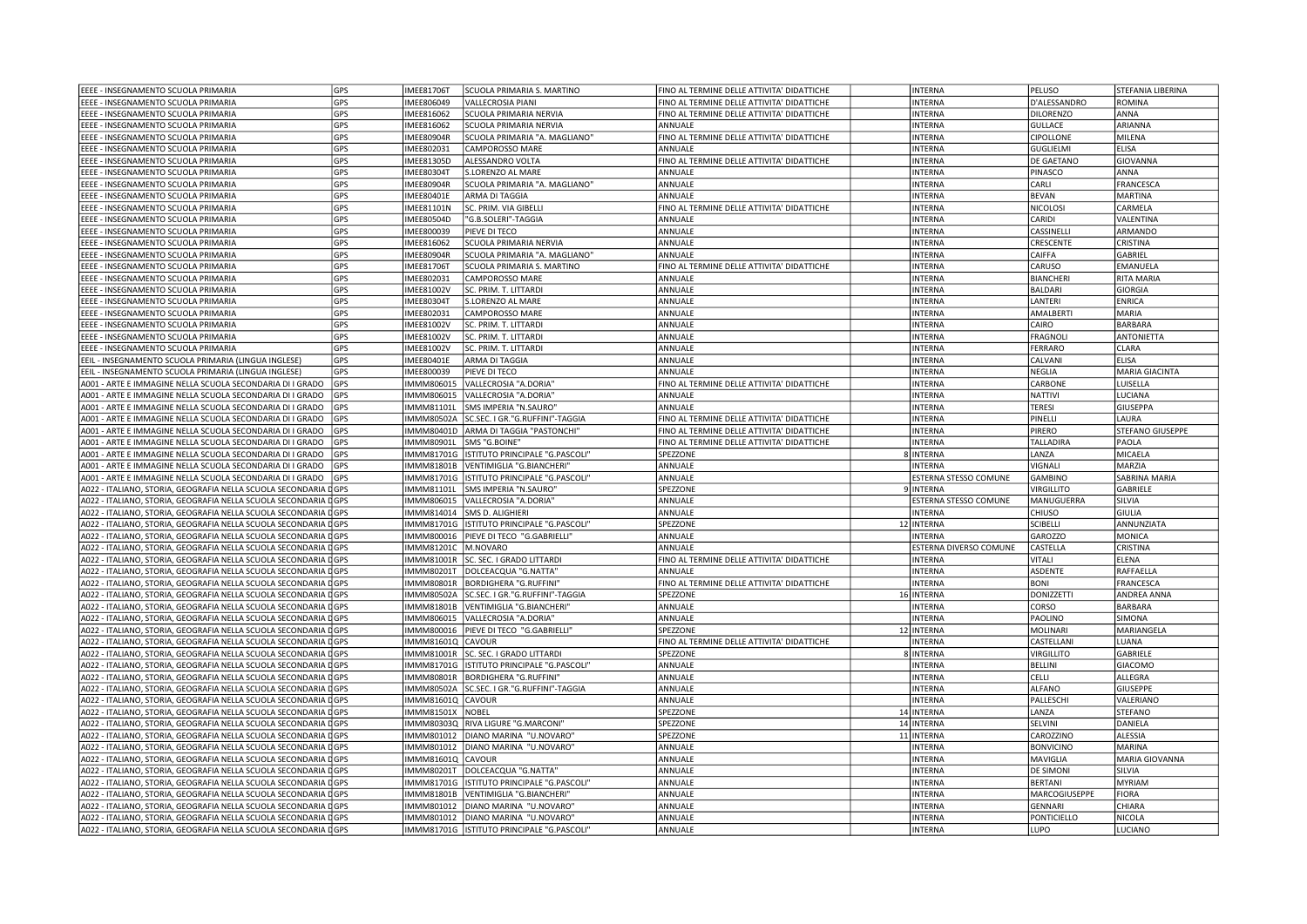| | | | | | | | | |
|---|---|---|---|---|---|---|---|---|
| EEEE - INSEGNAMENTO SCUOLA PRIMARIA | GPS | IMEE81706T | SCUOLA PRIMARIA S. MARTINO | FINO AL TERMINE DELLE ATTIVITA' DIDATTICHE | | INTERNA | PELUSO | STEFANIA LIBERINA |
| EEEE - INSEGNAMENTO SCUOLA PRIMARIA | GPS | IMEE806049 | VALLECROSIA PIANI | FINO AL TERMINE DELLE ATTIVITA' DIDATTICHE | | INTERNA | D'ALESSANDRO | ROMINA |
| EEEE - INSEGNAMENTO SCUOLA PRIMARIA | GPS | IMEE816062 | SCUOLA PRIMARIA NERVIA | FINO AL TERMINE DELLE ATTIVITA' DIDATTICHE | | INTERNA | DILORENZO | ANNA |
| EEEE - INSEGNAMENTO SCUOLA PRIMARIA | GPS | IMEE816062 | SCUOLA PRIMARIA NERVIA | ANNUALE | | INTERNA | GULLACE | ARIANNA |
| EEEE - INSEGNAMENTO SCUOLA PRIMARIA | GPS | IMEE80904R | SCUOLA PRIMARIA "A. MAGLIANO" | FINO AL TERMINE DELLE ATTIVITA' DIDATTICHE | | INTERNA | CIPOLLONE | MILENA |
| EEEE - INSEGNAMENTO SCUOLA PRIMARIA | GPS | IMEE802031 | CAMPOROSSO MARE | ANNUALE | | INTERNA | GUGLIELMI | ELISA |
| EEEE - INSEGNAMENTO SCUOLA PRIMARIA | GPS | IMEE81305D | ALESSANDRO VOLTA | FINO AL TERMINE DELLE ATTIVITA' DIDATTICHE | | INTERNA | DE GAETANO | GIOVANNA |
| EEEE - INSEGNAMENTO SCUOLA PRIMARIA | GPS | IMEE80304T | S.LORENZO AL MARE | ANNUALE | | INTERNA | PINASCO | ANNA |
| EEEE - INSEGNAMENTO SCUOLA PRIMARIA | GPS | IMEE80904R | SCUOLA PRIMARIA "A. MAGLIANO" | ANNUALE | | INTERNA | CARLI | FRANCESCA |
| EEEE - INSEGNAMENTO SCUOLA PRIMARIA | GPS | IMEE80401E | ARMA DI TAGGIA | ANNUALE | | INTERNA | BEVAN | MARTINA |
| EEEE - INSEGNAMENTO SCUOLA PRIMARIA | GPS | IMEE81101N | SC. PRIM. VIA GIBELLI | FINO AL TERMINE DELLE ATTIVITA' DIDATTICHE | | INTERNA | NICOLOSI | CARMELA |
| EEEE - INSEGNAMENTO SCUOLA PRIMARIA | GPS | IMEE80504D | "G.B.SOLERI"-TAGGIA | ANNUALE | | INTERNA | CARIDI | VALENTINA |
| EEEE - INSEGNAMENTO SCUOLA PRIMARIA | GPS | IMEE800039 | PIEVE DI TECO | ANNUALE | | INTERNA | CASSINELLI | ARMANDO |
| EEEE - INSEGNAMENTO SCUOLA PRIMARIA | GPS | IMEE816062 | SCUOLA PRIMARIA NERVIA | ANNUALE | | INTERNA | CRESCENTE | CRISTINA |
| EEEE - INSEGNAMENTO SCUOLA PRIMARIA | GPS | IMEE80904R | SCUOLA PRIMARIA "A. MAGLIANO" | ANNUALE | | INTERNA | CAIFFA | GABRIEL |
| EEEE - INSEGNAMENTO SCUOLA PRIMARIA | GPS | IMEE81706T | SCUOLA PRIMARIA S. MARTINO | FINO AL TERMINE DELLE ATTIVITA' DIDATTICHE | | INTERNA | CARUSO | EMANUELA |
| EEEE - INSEGNAMENTO SCUOLA PRIMARIA | GPS | IMEE802031 | CAMPOROSSO MARE | ANNUALE | | INTERNA | BIANCHERI | RITA MARIA |
| EEEE - INSEGNAMENTO SCUOLA PRIMARIA | GPS | IMEE81002V | SC. PRIM. T. LITTARDI | ANNUALE | | INTERNA | BALDARI | GIORGIA |
| EEEE - INSEGNAMENTO SCUOLA PRIMARIA | GPS | IMEE80304T | S.LORENZO AL MARE | ANNUALE | | INTERNA | LANTERI | ENRICA |
| EEEE - INSEGNAMENTO SCUOLA PRIMARIA | GPS | IMEE802031 | CAMPOROSSO MARE | ANNUALE | | INTERNA | AMALBERTI | MARIA |
| EEEE - INSEGNAMENTO SCUOLA PRIMARIA | GPS | IMEE81002V | SC. PRIM. T. LITTARDI | ANNUALE | | INTERNA | CAIRO | BARBARA |
| EEEE - INSEGNAMENTO SCUOLA PRIMARIA | GPS | IMEE81002V | SC. PRIM. T. LITTARDI | ANNUALE | | INTERNA | FRAGNOLI | ANTONIETTA |
| EEEE - INSEGNAMENTO SCUOLA PRIMARIA | GPS | IMEE81002V | SC. PRIM. T. LITTARDI | ANNUALE | | INTERNA | FERRARO | CLARA |
| EEIL - INSEGNAMENTO SCUOLA PRIMARIA (LINGUA INGLESE) | GPS | IMEE80401E | ARMA DI TAGGIA | ANNUALE | | INTERNA | CALVANI | ELISA |
| EEIL - INSEGNAMENTO SCUOLA PRIMARIA (LINGUA INGLESE) | GPS | IMEE800039 | PIEVE DI TECO | ANNUALE | | INTERNA | NEGLIA | MARIA GIACINTA |
| A001 - ARTE E IMMAGINE NELLA SCUOLA SECONDARIA DI I GRADO | GPS | IMMM806015 | VALLECROSIA "A.DORIA" | FINO AL TERMINE DELLE ATTIVITA' DIDATTICHE | | INTERNA | CARBONE | LUISELLA |
| A001 - ARTE E IMMAGINE NELLA SCUOLA SECONDARIA DI I GRADO | GPS | IMMM806015 | VALLECROSIA "A.DORIA" | ANNUALE | | INTERNA | NATTIVI | LUCIANA |
| A001 - ARTE E IMMAGINE NELLA SCUOLA SECONDARIA DI I GRADO | GPS | IMMM81101L | SMS IMPERIA "N.SAURO" | ANNUALE | | INTERNA | TERESI | GIUSEPPA |
| A001 - ARTE E IMMAGINE NELLA SCUOLA SECONDARIA DI I GRADO | GPS | IMMM80502A | SC.SEC. I GR."G.RUFFINI"-TAGGIA | FINO AL TERMINE DELLE ATTIVITA' DIDATTICHE | | INTERNA | PINELLI | LAURA |
| A001 - ARTE E IMMAGINE NELLA SCUOLA SECONDARIA DI I GRADO | GPS | IMMM80401D | ARMA DI TAGGIA "PASTONCHI" | FINO AL TERMINE DELLE ATTIVITA' DIDATTICHE | | INTERNA | PIRERO | STEFANO GIUSEPPE |
| A001 - ARTE E IMMAGINE NELLA SCUOLA SECONDARIA DI I GRADO | GPS | IMMM80901L | SMS "G.BOINE" | FINO AL TERMINE DELLE ATTIVITA' DIDATTICHE | | INTERNA | TALLADIRA | PAOLA |
| A001 - ARTE E IMMAGINE NELLA SCUOLA SECONDARIA DI I GRADO | GPS | IMMM81701G | ISTITUTO PRINCIPALE "G.PASCOLI" | SPEZZONE | 8 | INTERNA | LANZA | MICAELA |
| A001 - ARTE E IMMAGINE NELLA SCUOLA SECONDARIA DI I GRADO | GPS | IMMM81801B | VENTIMIGLIA "G.BIANCHERI" | ANNUALE | | INTERNA | VIGNALI | MARZIA |
| A001 - ARTE E IMMAGINE NELLA SCUOLA SECONDARIA DI I GRADO | GPS | IMMM81701G | ISTITUTO PRINCIPALE "G.PASCOLI" | ANNUALE | | ESTERNA STESSO COMUNE | GAMBINO | SABRINA MARIA |
| A022 - ITALIANO, STORIA, GEOGRAFIA NELLA SCUOLA SECONDARIA DI I GRADO | GPS | IMMM81101L | SMS IMPERIA "N.SAURO" | SPEZZONE | 9 | INTERNA | VIRGILLITO | GABRIELE |
| A022 - ITALIANO, STORIA, GEOGRAFIA NELLA SCUOLA SECONDARIA DI I GRADO | GPS | IMMM806015 | VALLECROSIA "A.DORIA" | ANNUALE | | ESTERNA STESSO COMUNE | MANUGUERRA | SILVIA |
| A022 - ITALIANO, STORIA, GEOGRAFIA NELLA SCUOLA SECONDARIA DI I GRADO | GPS | IMMM814014 | SMS D. ALIGHIERI | ANNUALE | | INTERNA | CHIUSO | GIULIA |
| A022 - ITALIANO, STORIA, GEOGRAFIA NELLA SCUOLA SECONDARIA DI I GRADO | GPS | IMMM81701G | ISTITUTO PRINCIPALE "G.PASCOLI" | SPEZZONE | 12 | INTERNA | SCIBELLI | ANNUNZIATA |
| A022 - ITALIANO, STORIA, GEOGRAFIA NELLA SCUOLA SECONDARIA DI I GRADO | GPS | IMMM800016 | PIEVE DI TECO "G.GABRIELLI" | ANNUALE | | INTERNA | GAROZZO | MONICA |
| A022 - ITALIANO, STORIA, GEOGRAFIA NELLA SCUOLA SECONDARIA DI I GRADO | GPS | IMMM81201C | M.NOVARO | ANNUALE | | ESTERNA DIVERSO COMUNE | CASTELLA | CRISTINA |
| A022 - ITALIANO, STORIA, GEOGRAFIA NELLA SCUOLA SECONDARIA DI I GRADO | GPS | IMMM81001R | SC. SEC. I GRADO LITTARDI | FINO AL TERMINE DELLE ATTIVITA' DIDATTICHE | | INTERNA | VITALI | ELENA |
| A022 - ITALIANO, STORIA, GEOGRAFIA NELLA SCUOLA SECONDARIA DI I GRADO | GPS | IMMM80201T | DOLCEACQUA "G.NATTA" | ANNUALE | | INTERNA | ASDENTE | RAFFAELLA |
| A022 - ITALIANO, STORIA, GEOGRAFIA NELLA SCUOLA SECONDARIA DI I GRADO | GPS | IMMM80801R | BORDIGHERA "G.RUFFINI" | FINO AL TERMINE DELLE ATTIVITA' DIDATTICHE | | INTERNA | BONI | FRANCESCA |
| A022 - ITALIANO, STORIA, GEOGRAFIA NELLA SCUOLA SECONDARIA DI I GRADO | GPS | IMMM80502A | SC.SEC. I GR."G.RUFFINI"-TAGGIA | SPEZZONE | 16 | INTERNA | DONIZZETTI | ANDREA ANNA |
| A022 - ITALIANO, STORIA, GEOGRAFIA NELLA SCUOLA SECONDARIA DI I GRADO | GPS | IMMM81801B | VENTIMIGLIA "G.BIANCHERI" | ANNUALE | | INTERNA | CORSO | BARBARA |
| A022 - ITALIANO, STORIA, GEOGRAFIA NELLA SCUOLA SECONDARIA DI I GRADO | GPS | IMMM806015 | VALLECROSIA "A.DORIA" | ANNUALE | | INTERNA | PAOLINO | SIMONA |
| A022 - ITALIANO, STORIA, GEOGRAFIA NELLA SCUOLA SECONDARIA DI I GRADO | GPS | IMMM800016 | PIEVE DI TECO "G.GABRIELLI" | SPEZZONE | 12 | INTERNA | MOLINARI | MARIANGELA |
| A022 - ITALIANO, STORIA, GEOGRAFIA NELLA SCUOLA SECONDARIA DI I GRADO | GPS | IMMM81601Q | CAVOUR | FINO AL TERMINE DELLE ATTIVITA' DIDATTICHE | | INTERNA | CASTELLANI | LUANA |
| A022 - ITALIANO, STORIA, GEOGRAFIA NELLA SCUOLA SECONDARIA DI I GRADO | GPS | IMMM81001R | SC. SEC. I GRADO LITTARDI | SPEZZONE | 8 | INTERNA | VIRGILLITO | GABRIELE |
| A022 - ITALIANO, STORIA, GEOGRAFIA NELLA SCUOLA SECONDARIA DI I GRADO | GPS | IMMM81701G | ISTITUTO PRINCIPALE "G.PASCOLI" | ANNUALE | | INTERNA | BELLINI | GIACOMO |
| A022 - ITALIANO, STORIA, GEOGRAFIA NELLA SCUOLA SECONDARIA DI I GRADO | GPS | IMMM80801R | BORDIGHERA "G.RUFFINI" | ANNUALE | | INTERNA | CELLI | ALLEGRA |
| A022 - ITALIANO, STORIA, GEOGRAFIA NELLA SCUOLA SECONDARIA DI I GRADO | GPS | IMMM80502A | SC.SEC. I GR."G.RUFFINI"-TAGGIA | ANNUALE | | INTERNA | ALFANO | GIUSEPPE |
| A022 - ITALIANO, STORIA, GEOGRAFIA NELLA SCUOLA SECONDARIA DI I GRADO | GPS | IMMM81601Q | CAVOUR | ANNUALE | | INTERNA | PALLESCHI | VALERIANO |
| A022 - ITALIANO, STORIA, GEOGRAFIA NELLA SCUOLA SECONDARIA DI I GRADO | GPS | IMMM81501X | NOBEL | SPEZZONE | 14 | INTERNA | LANZA | STEFANO |
| A022 - ITALIANO, STORIA, GEOGRAFIA NELLA SCUOLA SECONDARIA DI I GRADO | GPS | IMMM80303Q | RIVA LIGURE "G.MARCONI" | SPEZZONE | 14 | INTERNA | SELVINI | DANIELA |
| A022 - ITALIANO, STORIA, GEOGRAFIA NELLA SCUOLA SECONDARIA DI I GRADO | GPS | IMMM801012 | DIANO MARINA "U.NOVARO" | SPEZZONE | 11 | INTERNA | CAROZZINO | ALESSIA |
| A022 - ITALIANO, STORIA, GEOGRAFIA NELLA SCUOLA SECONDARIA DI I GRADO | GPS | IMMM801012 | DIANO MARINA "U.NOVARO" | ANNUALE | | INTERNA | BONVICINO | MARINA |
| A022 - ITALIANO, STORIA, GEOGRAFIA NELLA SCUOLA SECONDARIA DI I GRADO | GPS | IMMM81601Q | CAVOUR | ANNUALE | | INTERNA | MAVIGLIA | MARIA GIOVANNA |
| A022 - ITALIANO, STORIA, GEOGRAFIA NELLA SCUOLA SECONDARIA DI I GRADO | GPS | IMMM80201T | DOLCEACQUA "G.NATTA" | ANNUALE | | INTERNA | DE SIMONI | SILVIA |
| A022 - ITALIANO, STORIA, GEOGRAFIA NELLA SCUOLA SECONDARIA DI I GRADO | GPS | IMMM81701G | ISTITUTO PRINCIPALE "G.PASCOLI" | ANNUALE | | INTERNA | BERTANI | MYRIAM |
| A022 - ITALIANO, STORIA, GEOGRAFIA NELLA SCUOLA SECONDARIA DI I GRADO | GPS | IMMM81801B | VENTIMIGLIA "G.BIANCHERI" | ANNUALE | | INTERNA | MARCOGIUSEPPE | FIORA |
| A022 - ITALIANO, STORIA, GEOGRAFIA NELLA SCUOLA SECONDARIA DI I GRADO | GPS | IMMM801012 | DIANO MARINA "U.NOVARO" | ANNUALE | | INTERNA | GENNARI | CHIARA |
| A022 - ITALIANO, STORIA, GEOGRAFIA NELLA SCUOLA SECONDARIA DI I GRADO | GPS | IMMM801012 | DIANO MARINA "U.NOVARO" | ANNUALE | | INTERNA | PONTICIELLO | NICOLA |
| A022 - ITALIANO, STORIA, GEOGRAFIA NELLA SCUOLA SECONDARIA DI I GRADO | GPS | IMMM81701G | ISTITUTO PRINCIPALE "G.PASCOLI" | ANNUALE | | INTERNA | LUPO | LUCIANO |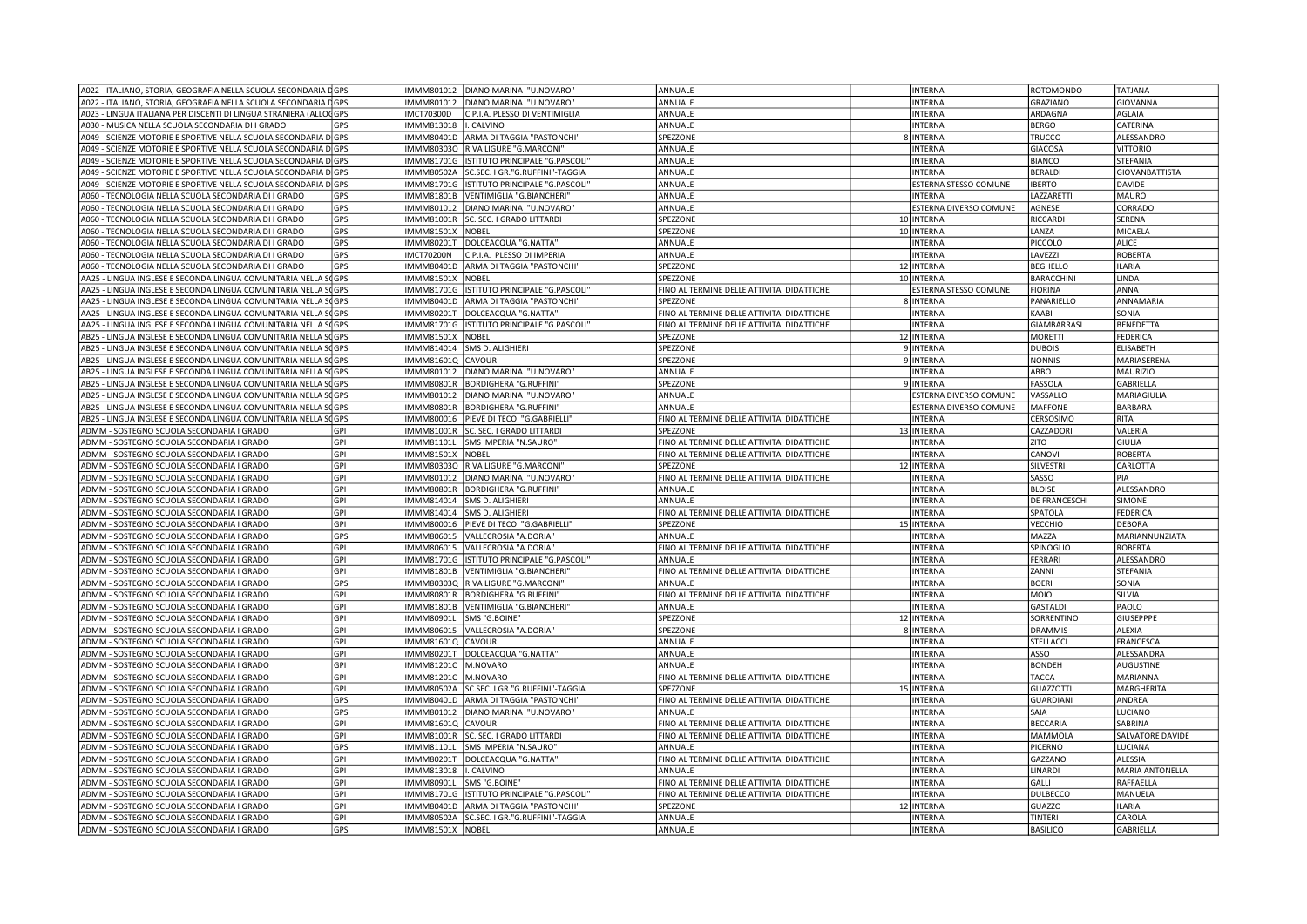| | | | | | | | | |
|---|---|---|---|---|---|---|---|---|
| A022 - ITALIANO, STORIA, GEOGRAFIA NELLA SCUOLA SECONDARIA DGPS | | IMMM801012 | DIANO MARINA "U.NOVARO" | ANNUALE | | INTERNA | ROTOMONDO | TATJANA |
| A022 - ITALIANO, STORIA, GEOGRAFIA NELLA SCUOLA SECONDARIA DGPS | | IMMM801012 | DIANO MARINA "U.NOVARO" | ANNUALE | | INTERNA | GRAZIANO | GIOVANNA |
| A023 - LINGUA ITALIANA PER DISCENTI DI LINGUA STRANIERA (ALLOGPS | | IMCT70300D | C.P.I.A. PLESSO DI VENTIMIGLIA | ANNUALE | | INTERNA | ARDAGNA | AGLAIA |
| A030 - MUSICA NELLA SCUOLA SECONDARIA DI I GRADO | GPS | IMMM813018 | I. CALVINO | ANNUALE | | INTERNA | BERGO | CATERINA |
| A049 - SCIENZE MOTORIE E SPORTIVE NELLA SCUOLA SECONDARIA DGPS | | IMMM80401D | ARMA DI TAGGIA "PASTONCHI" | SPEZZONE | 8 | INTERNA | TRUCCO | ALESSANDRO |
| A049 - SCIENZE MOTORIE E SPORTIVE NELLA SCUOLA SECONDARIA DGPS | | IMMM80303Q | RIVA LIGURE "G.MARCONI" | ANNUALE | | INTERNA | GIACOSA | VITTORIO |
| A049 - SCIENZE MOTORIE E SPORTIVE NELLA SCUOLA SECONDARIA DGPS | | IMMM81701G | ISTITUTO PRINCIPALE "G.PASCOLI" | ANNUALE | | INTERNA | BIANCO | STEFANIA |
| A049 - SCIENZE MOTORIE E SPORTIVE NELLA SCUOLA SECONDARIA DGPS | | IMMM80502A | SC.SEC. I GR."G.RUFFINI"-TAGGIA | ANNUALE | | INTERNA | BERALDI | GIOVANBATTISTA |
| A049 - SCIENZE MOTORIE E SPORTIVE NELLA SCUOLA SECONDARIA DGPS | | IMMM81701G | ISTITUTO PRINCIPALE "G.PASCOLI" | ANNUALE | | ESTERNA STESSO COMUNE | IBERTO | DAVIDE |
| A060 - TECNOLOGIA NELLA SCUOLA SECONDARIA DI I GRADO | GPS | IMMM81801B | VENTIMIGLIA "G.BIANCHERI" | ANNUALE | | INTERNA | LAZZARETTI | MAURO |
| A060 - TECNOLOGIA NELLA SCUOLA SECONDARIA DI I GRADO | GPS | IMMM801012 | DIANO MARINA "U.NOVARO" | ANNUALE | | ESTERNA DIVERSO COMUNE | AGNESE | CORRADO |
| A060 - TECNOLOGIA NELLA SCUOLA SECONDARIA DI I GRADO | GPS | IMMM81001R | SC. SEC. I GRADO LITTARDI | SPEZZONE | 10 | INTERNA | RICCARDI | SERENA |
| A060 - TECNOLOGIA NELLA SCUOLA SECONDARIA DI I GRADO | GPS | IMMM81501X | NOBEL | SPEZZONE | 10 | INTERNA | LANZA | MICAELA |
| A060 - TECNOLOGIA NELLA SCUOLA SECONDARIA DI I GRADO | GPS | IMMM80201T | DOLCEACQUA "G.NATTA" | ANNUALE | | INTERNA | PICCOLO | ALICE |
| A060 - TECNOLOGIA NELLA SCUOLA SECONDARIA DI I GRADO | GPS | IMCT70200N | C.P.I.A. PLESSO DI IMPERIA | ANNUALE | | INTERNA | LAVEZZI | ROBERTA |
| A060 - TECNOLOGIA NELLA SCUOLA SECONDARIA DI I GRADO | GPS | IMMM80401D | ARMA DI TAGGIA "PASTONCHI" | SPEZZONE | 12 | INTERNA | BEGHELLO | ILARIA |
| AA25 - LINGUA INGLESE E SECONDA LINGUA COMUNITARIA NELLA SCGPS | | IMMM81501X | NOBEL | SPEZZONE | 10 | INTERNA | BARACCHINI | LINDA |
| AA25 - LINGUA INGLESE E SECONDA LINGUA COMUNITARIA NELLA SCGPS | | IMMM81701G | ISTITUTO PRINCIPALE "G.PASCOLI" | FINO AL TERMINE DELLE ATTIVITA' DIDATTICHE | | ESTERNA STESSO COMUNE | FIORINA | ANNA |
| AA25 - LINGUA INGLESE E SECONDA LINGUA COMUNITARIA NELLA SCGPS | | IMMM80401D | ARMA DI TAGGIA "PASTONCHI" | SPEZZONE | 8 | INTERNA | PANARIELLO | ANNAMARIA |
| AA25 - LINGUA INGLESE E SECONDA LINGUA COMUNITARIA NELLA SCGPS | | IMMM80201T | DOLCEACQUA "G.NATTA" | FINO AL TERMINE DELLE ATTIVITA' DIDATTICHE | | INTERNA | KAABI | SONIA |
| AA25 - LINGUA INGLESE E SECONDA LINGUA COMUNITARIA NELLA SCGPS | | IMMM81701G | ISTITUTO PRINCIPALE "G.PASCOLI" | FINO AL TERMINE DELLE ATTIVITA' DIDATTICHE | | INTERNA | GIAMBARRASI | BENEDETTA |
| AB25 - LINGUA INGLESE E SECONDA LINGUA COMUNITARIA NELLA SCGPS | | IMMM81501X | NOBEL | SPEZZONE | 12 | INTERNA | MORETTI | FEDERICA |
| AB25 - LINGUA INGLESE E SECONDA LINGUA COMUNITARIA NELLA SCGPS | | IMMM814014 | SMS D. ALIGHIERI | SPEZZONE | 9 | INTERNA | DUBOIS | ELISABETH |
| AB25 - LINGUA INGLESE E SECONDA LINGUA COMUNITARIA NELLA SCGPS | | IMMM81601Q | CAVOUR | SPEZZONE | 9 | INTERNA | NONNIS | MARIASERENA |
| AB25 - LINGUA INGLESE E SECONDA LINGUA COMUNITARIA NELLA SCGPS | | IMMM801012 | DIANO MARINA "U.NOVARO" | ANNUALE | | INTERNA | ABBO | MAURIZIO |
| AB25 - LINGUA INGLESE E SECONDA LINGUA COMUNITARIA NELLA SCGPS | | IMMM80801R | BORDIGHERA "G.RUFFINI" | SPEZZONE | 9 | INTERNA | FASSOLA | GABRIELLA |
| AB25 - LINGUA INGLESE E SECONDA LINGUA COMUNITARIA NELLA SCGPS | | IMMM801012 | DIANO MARINA "U.NOVARO" | ANNUALE | | ESTERNA DIVERSO COMUNE | VASSALLO | MARIAGIULIA |
| AB25 - LINGUA INGLESE E SECONDA LINGUA COMUNITARIA NELLA SCGPS | | IMMM80801R | BORDIGHERA "G.RUFFINI" | ANNUALE | | ESTERNA DIVERSO COMUNE | MAFFONE | BARBARA |
| AB25 - LINGUA INGLESE E SECONDA LINGUA COMUNITARIA NELLA SCGPS | | IMMM800016 | PIEVE DI TECO "G.GABRIELLI" | FINO AL TERMINE DELLE ATTIVITA' DIDATTICHE | | INTERNA | CERSOSIMO | RITA |
| ADMM - SOSTEGNO SCUOLA SECONDARIA I GRADO | GPI | IMMM81001R | SC. SEC. I GRADO LITTARDI | SPEZZONE | 13 | INTERNA | CAZZADORI | VALERIA |
| ADMM - SOSTEGNO SCUOLA SECONDARIA I GRADO | GPI | IMMM81101L | SMS IMPERIA "N.SAURO" | FINO AL TERMINE DELLE ATTIVITA' DIDATTICHE | | INTERNA | ZITO | GIULIA |
| ADMM - SOSTEGNO SCUOLA SECONDARIA I GRADO | GPI | IMMM81501X | NOBEL | FINO AL TERMINE DELLE ATTIVITA' DIDATTICHE | | INTERNA | CANOVI | ROBERTA |
| ADMM - SOSTEGNO SCUOLA SECONDARIA I GRADO | GPI | IMMM80303Q | RIVA LIGURE "G.MARCONI" | SPEZZONE | 12 | INTERNA | SILVESTRI | CARLOTTA |
| ADMM - SOSTEGNO SCUOLA SECONDARIA I GRADO | GPI | IMMM801012 | DIANO MARINA "U.NOVARO" | FINO AL TERMINE DELLE ATTIVITA' DIDATTICHE | | INTERNA | SASSO | PIA |
| ADMM - SOSTEGNO SCUOLA SECONDARIA I GRADO | GPI | IMMM80801R | BORDIGHERA "G.RUFFINI" | ANNUALE | | INTERNA | BLOISE | ALESSANDRO |
| ADMM - SOSTEGNO SCUOLA SECONDARIA I GRADO | GPI | IMMM814014 | SMS D. ALIGHIERI | ANNUALE | | INTERNA | DE FRANCESCHI | SIMONE |
| ADMM - SOSTEGNO SCUOLA SECONDARIA I GRADO | GPI | IMMM814014 | SMS D. ALIGHIERI | FINO AL TERMINE DELLE ATTIVITA' DIDATTICHE | | INTERNA | SPATOLA | FEDERICA |
| ADMM - SOSTEGNO SCUOLA SECONDARIA I GRADO | GPI | IMMM800016 | PIEVE DI TECO "G.GABRIELLI" | SPEZZONE | 15 | INTERNA | VECCHIO | DEBORA |
| ADMM - SOSTEGNO SCUOLA SECONDARIA I GRADO | GPS | IMMM806015 | VALLECROSIA "A.DORIA" | ANNUALE | | INTERNA | MAZZA | MARIANNUNZIATA |
| ADMM - SOSTEGNO SCUOLA SECONDARIA I GRADO | GPI | IMMM806015 | VALLECROSIA "A.DORIA" | FINO AL TERMINE DELLE ATTIVITA' DIDATTICHE | | INTERNA | SPINOGLIO | ROBERTA |
| ADMM - SOSTEGNO SCUOLA SECONDARIA I GRADO | GPI | IMMM81701G | ISTITUTO PRINCIPALE "G.PASCOLI" | ANNUALE | | INTERNA | FERRARI | ALESSANDRO |
| ADMM - SOSTEGNO SCUOLA SECONDARIA I GRADO | GPI | IMMM81801B | VENTIMIGLIA "G.BIANCHERI" | FINO AL TERMINE DELLE ATTIVITA' DIDATTICHE | | INTERNA | ZANNI | STEFANIA |
| ADMM - SOSTEGNO SCUOLA SECONDARIA I GRADO | GPS | IMMM80303Q | RIVA LIGURE "G.MARCONI" | ANNUALE | | INTERNA | BOERI | SONIA |
| ADMM - SOSTEGNO SCUOLA SECONDARIA I GRADO | GPI | IMMM80801R | BORDIGHERA "G.RUFFINI" | FINO AL TERMINE DELLE ATTIVITA' DIDATTICHE | | INTERNA | MOIO | SILVIA |
| ADMM - SOSTEGNO SCUOLA SECONDARIA I GRADO | GPI | IMMM81801B | VENTIMIGLIA "G.BIANCHERI" | ANNUALE | | INTERNA | GASTALDI | PAOLO |
| ADMM - SOSTEGNO SCUOLA SECONDARIA I GRADO | GPI | IMMM80901L | SMS "G.BOINE" | SPEZZONE | 12 | INTERNA | SORRENTINO | GIUSEPPPE |
| ADMM - SOSTEGNO SCUOLA SECONDARIA I GRADO | GPI | IMMM806015 | VALLECROSIA "A.DORIA" | SPEZZONE | 8 | INTERNA | DRAMMIS | ALEXIA |
| ADMM - SOSTEGNO SCUOLA SECONDARIA I GRADO | GPI | IMMM81601Q | CAVOUR | ANNUALE | | INTERNA | STELLACCI | FRANCESCA |
| ADMM - SOSTEGNO SCUOLA SECONDARIA I GRADO | GPI | IMMM80201T | DOLCEACQUA "G.NATTA" | ANNUALE | | INTERNA | ASSO | ALESSANDRA |
| ADMM - SOSTEGNO SCUOLA SECONDARIA I GRADO | GPI | IMMM81201C | M.NOVARO | ANNUALE | | INTERNA | BONDEH | AUGUSTINE |
| ADMM - SOSTEGNO SCUOLA SECONDARIA I GRADO | GPI | IMMM81201C | M.NOVARO | FINO AL TERMINE DELLE ATTIVITA' DIDATTICHE | | INTERNA | TACCA | MARIANNA |
| ADMM - SOSTEGNO SCUOLA SECONDARIA I GRADO | GPI | IMMM80502A | SC.SEC. I GR."G.RUFFINI"-TAGGIA | SPEZZONE | 15 | INTERNA | GUAZZOTTI | MARGHERITA |
| ADMM - SOSTEGNO SCUOLA SECONDARIA I GRADO | GPS | IMMM80401D | ARMA DI TAGGIA "PASTONCHI" | FINO AL TERMINE DELLE ATTIVITA' DIDATTICHE | | INTERNA | GUARDIANI | ANDREA |
| ADMM - SOSTEGNO SCUOLA SECONDARIA I GRADO | GPS | IMMM801012 | DIANO MARINA "U.NOVARO" | ANNUALE | | INTERNA | SAIA | LUCIANO |
| ADMM - SOSTEGNO SCUOLA SECONDARIA I GRADO | GPI | IMMM81601Q | CAVOUR | FINO AL TERMINE DELLE ATTIVITA' DIDATTICHE | | INTERNA | BECCARIA | SABRINA |
| ADMM - SOSTEGNO SCUOLA SECONDARIA I GRADO | GPI | IMMM81001R | SC. SEC. I GRADO LITTARDI | FINO AL TERMINE DELLE ATTIVITA' DIDATTICHE | | INTERNA | MAMMOLA | SALVATORE DAVIDE |
| ADMM - SOSTEGNO SCUOLA SECONDARIA I GRADO | GPS | IMMM81101L | SMS IMPERIA "N.SAURO" | ANNUALE | | INTERNA | PICERNO | LUCIANA |
| ADMM - SOSTEGNO SCUOLA SECONDARIA I GRADO | GPI | IMMM80201T | DOLCEACQUA "G.NATTA" | FINO AL TERMINE DELLE ATTIVITA' DIDATTICHE | | INTERNA | GAZZANO | ALESSIA |
| ADMM - SOSTEGNO SCUOLA SECONDARIA I GRADO | GPI | IMMM813018 | I. CALVINO | ANNUALE | | INTERNA | LINARDI | MARIA ANTONELLA |
| ADMM - SOSTEGNO SCUOLA SECONDARIA I GRADO | GPI | IMMM80901L | SMS "G.BOINE" | FINO AL TERMINE DELLE ATTIVITA' DIDATTICHE | | INTERNA | GALLI | RAFFAELLA |
| ADMM - SOSTEGNO SCUOLA SECONDARIA I GRADO | GPI | IMMM81701G | ISTITUTO PRINCIPALE "G.PASCOLI" | FINO AL TERMINE DELLE ATTIVITA' DIDATTICHE | | INTERNA | DULBECCO | MANUELA |
| ADMM - SOSTEGNO SCUOLA SECONDARIA I GRADO | GPI | IMMM80401D | ARMA DI TAGGIA "PASTONCHI" | SPEZZONE | 12 | INTERNA | GUAZZO | ILARIA |
| ADMM - SOSTEGNO SCUOLA SECONDARIA I GRADO | GPI | IMMM80502A | SC.SEC. I GR."G.RUFFINI"-TAGGIA | ANNUALE | | INTERNA | TINTERI | CAROLA |
| ADMM - SOSTEGNO SCUOLA SECONDARIA I GRADO | GPS | IMMM81501X | NOBEL | ANNUALE | | INTERNA | BASILICO | GABRIELLA |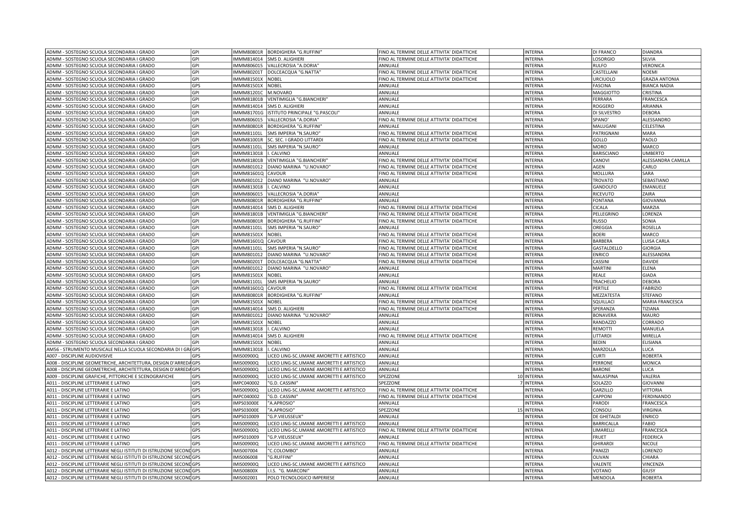| | | | | | | | | |
|---|---|---|---|---|---|---|---|---|
| ADMM - SOSTEGNO SCUOLA SECONDARIA I GRADO | GPI | IMMM80801R | BORDIGHERA "G.RUFFINI" | FINO AL TERMINE DELLE ATTIVITA' DIDATTICHE | | INTERNA | DI FRANCO | DIANDRA |
| ADMM - SOSTEGNO SCUOLA SECONDARIA I GRADO | GPI | IMMM814014 | SMS D. ALIGHIERI | FINO AL TERMINE DELLE ATTIVITA' DIDATTICHE | | INTERNA | LOSORGIO | SILVIA |
| ADMM - SOSTEGNO SCUOLA SECONDARIA I GRADO | GPI | IMMM806015 | VALLECROSIA "A.DORIA" | ANNUALE | | INTERNA | RULFO | VERONICA |
| ADMM - SOSTEGNO SCUOLA SECONDARIA I GRADO | GPI | IMMM80201T | DOLCEACQUA "G.NATTA" | FINO AL TERMINE DELLE ATTIVITA' DIDATTICHE | | INTERNA | CASTELLANI | NOEMI |
| ADMM - SOSTEGNO SCUOLA SECONDARIA I GRADO | GPI | IMMM81501X | NOBEL | FINO AL TERMINE DELLE ATTIVITA' DIDATTICHE | | INTERNA | URCIUOLO | GRAZIA ANTONIA |
| ADMM - SOSTEGNO SCUOLA SECONDARIA I GRADO | GPS | IMMM81501X | NOBEL | ANNUALE | | INTERNA | FASCINA | BIANCA NADIA |
| ADMM - SOSTEGNO SCUOLA SECONDARIA I GRADO | GPI | IMMM81201C | M.NOVARO | ANNUALE | | INTERNA | MAGGIOTTO | CRISTINA |
| ADMM - SOSTEGNO SCUOLA SECONDARIA I GRADO | GPI | IMMM81801B | VENTIMIGLIA "G.BIANCHERI" | ANNUALE | | INTERNA | FERRARA | FRANCESCA |
| ADMM - SOSTEGNO SCUOLA SECONDARIA I GRADO | GPI | IMMM814014 | SMS D. ALIGHIERI | ANNUALE | | INTERNA | ROGGERO | ARIANNA |
| ADMM - SOSTEGNO SCUOLA SECONDARIA I GRADO | GPI | IMMM81701G | ISTITUTO PRINCIPALE "G.PASCOLI" | ANNUALE | | INTERNA | DI SILVESTRO | DEBORA |
| ADMM - SOSTEGNO SCUOLA SECONDARIA I GRADO | GPI | IMMM806015 | VALLECROSIA "A.DORIA" | FINO AL TERMINE DELLE ATTIVITA' DIDATTICHE | | INTERNA | SPANO' | ALESSANDRO |
| ADMM - SOSTEGNO SCUOLA SECONDARIA I GRADO | GPI | IMMM80801R | BORDIGHERA "G.RUFFINI" | ANNUALE | | INTERNA | MALUGANI | CELESTINA |
| ADMM - SOSTEGNO SCUOLA SECONDARIA I GRADO | GPI | IMMM81101L | SMS IMPERIA "N.SAURO" | FINO AL TERMINE DELLE ATTIVITA' DIDATTICHE | | INTERNA | PATRIGNANI | MARA |
| ADMM - SOSTEGNO SCUOLA SECONDARIA I GRADO | GPI | IMMM81001R | SC. SEC. I GRADO LITTARDI | FINO AL TERMINE DELLE ATTIVITA' DIDATTICHE | | INTERNA | GOLLO | PAOLO |
| ADMM - SOSTEGNO SCUOLA SECONDARIA I GRADO | GPS | IMMM81101L | SMS IMPERIA "N.SAURO" | ANNUALE | | INTERNA | MORO | MARCO |
| ADMM - SOSTEGNO SCUOLA SECONDARIA I GRADO | GPI | IMMM813018 | I. CALVINO | ANNUALE | | INTERNA | BARISCIANO | UMBERTO |
| ADMM - SOSTEGNO SCUOLA SECONDARIA I GRADO | GPI | IMMM81801B | VENTIMIGLIA "G.BIANCHERI" | FINO AL TERMINE DELLE ATTIVITA' DIDATTICHE | | INTERNA | CANOVI | ALESSANDRA CAMILLA |
| ADMM - SOSTEGNO SCUOLA SECONDARIA I GRADO | GPI | IMMM801012 | DIANO MARINA "U.NOVARO" | FINO AL TERMINE DELLE ATTIVITA' DIDATTICHE | | INTERNA | AGEN | CARLO |
| ADMM - SOSTEGNO SCUOLA SECONDARIA I GRADO | GPI | IMMM81601Q | CAVOUR | FINO AL TERMINE DELLE ATTIVITA' DIDATTICHE | | INTERNA | MOLLURA | SARA |
| ADMM - SOSTEGNO SCUOLA SECONDARIA I GRADO | GPI | IMMM801012 | DIANO MARINA "U.NOVARO" | ANNUALE | | INTERNA | TROVATO | SEBASTIANO |
| ADMM - SOSTEGNO SCUOLA SECONDARIA I GRADO | GPI | IMMM813018 | I. CALVINO | ANNUALE | | INTERNA | GANDOLFO | EMANUELE |
| ADMM - SOSTEGNO SCUOLA SECONDARIA I GRADO | GPI | IMMM806015 | VALLECROSIA "A.DORIA" | ANNUALE | | INTERNA | RICEVUTO | ZAIRA |
| ADMM - SOSTEGNO SCUOLA SECONDARIA I GRADO | GPI | IMMM80801R | BORDIGHERA "G.RUFFINI" | ANNUALE | | INTERNA | FONTANA | GIOVANNA |
| ADMM - SOSTEGNO SCUOLA SECONDARIA I GRADO | GPI | IMMM814014 | SMS D. ALIGHIERI | FINO AL TERMINE DELLE ATTIVITA' DIDATTICHE | | INTERNA | CICALA | MARZIA |
| ADMM - SOSTEGNO SCUOLA SECONDARIA I GRADO | GPI | IMMM81801B | VENTIMIGLIA "G.BIANCHERI" | FINO AL TERMINE DELLE ATTIVITA' DIDATTICHE | | INTERNA | PELLEGRINO | LORENZA |
| ADMM - SOSTEGNO SCUOLA SECONDARIA I GRADO | GPI | IMMM80801R | BORDIGHERA "G.RUFFINI" | FINO AL TERMINE DELLE ATTIVITA' DIDATTICHE | | INTERNA | RUSSO | SONIA |
| ADMM - SOSTEGNO SCUOLA SECONDARIA I GRADO | GPI | IMMM81101L | SMS IMPERIA "N.SAURO" | ANNUALE | | INTERNA | OREGGIA | ROSELLA |
| ADMM - SOSTEGNO SCUOLA SECONDARIA I GRADO | GPI | IMMM81501X | NOBEL | FINO AL TERMINE DELLE ATTIVITA' DIDATTICHE | | INTERNA | BOERI | MARCO |
| ADMM - SOSTEGNO SCUOLA SECONDARIA I GRADO | GPI | IMMM81601Q | CAVOUR | FINO AL TERMINE DELLE ATTIVITA' DIDATTICHE | | INTERNA | BARBERA | LUISA CARLA |
| ADMM - SOSTEGNO SCUOLA SECONDARIA I GRADO | GPI | IMMM81101L | SMS IMPERIA "N.SAURO" | FINO AL TERMINE DELLE ATTIVITA' DIDATTICHE | | INTERNA | GASTALDELLO | GIORGIA |
| ADMM - SOSTEGNO SCUOLA SECONDARIA I GRADO | GPI | IMMM801012 | DIANO MARINA "U.NOVARO" | FINO AL TERMINE DELLE ATTIVITA' DIDATTICHE | | INTERNA | ENRICO | ALESSANDRA |
| ADMM - SOSTEGNO SCUOLA SECONDARIA I GRADO | GPI | IMMM80201T | DOLCEACQUA "G.NATTA" | FINO AL TERMINE DELLE ATTIVITA' DIDATTICHE | | INTERNA | CASSINI | DAVIDE |
| ADMM - SOSTEGNO SCUOLA SECONDARIA I GRADO | GPI | IMMM801012 | DIANO MARINA "U.NOVARO" | ANNUALE | | INTERNA | MARTINI | ELENA |
| ADMM - SOSTEGNO SCUOLA SECONDARIA I GRADO | GPS | IMMM81501X | NOBEL | ANNUALE | | INTERNA | REALE | GIADA |
| ADMM - SOSTEGNO SCUOLA SECONDARIA I GRADO | GPI | IMMM81101L | SMS IMPERIA "N.SAURO" | ANNUALE | | INTERNA | TRACHELIO | DEBORA |
| ADMM - SOSTEGNO SCUOLA SECONDARIA I GRADO | GPI | IMMM81601Q | CAVOUR | FINO AL TERMINE DELLE ATTIVITA' DIDATTICHE | | INTERNA | PERTILE | FABRIZIO |
| ADMM - SOSTEGNO SCUOLA SECONDARIA I GRADO | GPI | IMMM80801R | BORDIGHERA "G.RUFFINI" | ANNUALE | | INTERNA | MEZZATESTA | STEFANO |
| ADMM - SOSTEGNO SCUOLA SECONDARIA I GRADO | GPI | IMMM81501X | NOBEL | FINO AL TERMINE DELLE ATTIVITA' DIDATTICHE | | INTERNA | SQUILLACI | MARIA FRANCESCA |
| ADMM - SOSTEGNO SCUOLA SECONDARIA I GRADO | GPI | IMMM814014 | SMS D. ALIGHIERI | FINO AL TERMINE DELLE ATTIVITA' DIDATTICHE | | INTERNA | SPERANZA | TIZIANA |
| ADMM - SOSTEGNO SCUOLA SECONDARIA I GRADO | GPI | IMMM801012 | DIANO MARINA "U.NOVARO" | ANNUALE | | INTERNA | BONAVERA | MAURO |
| ADMM - SOSTEGNO SCUOLA SECONDARIA I GRADO | GPI | IMMM81501X | NOBEL | ANNUALE | | INTERNA | RANDAZZO | CORRADO |
| ADMM - SOSTEGNO SCUOLA SECONDARIA I GRADO | GPI | IMMM813018 | I. CALVINO | ANNUALE | | INTERNA | REMOTTI | MANUELA |
| ADMM - SOSTEGNO SCUOLA SECONDARIA I GRADO | GPI | IMMM814014 | SMS D. ALIGHIERI | FINO AL TERMINE DELLE ATTIVITA' DIDATTICHE | | INTERNA | LITTARDI | MIRELLA |
| ADMM - SOSTEGNO SCUOLA SECONDARIA I GRADO | GPI | IMMM81501X | NOBEL | ANNUALE | | INTERNA | BEDIN | ELISIANA |
| AM56 - STRUMENTO MUSICALE NELLA SCUOLA SECONDARIA DI I GRA | GPS | IMMM813018 | I. CALVINO | ANNUALE | | INTERNA | MARZOLLA | LUCA |
| A007 - DISCIPLINE AUDIOVISIVE | GPS | IMIS00900Q | LICEO LING-SC.UMANE AMORETTI E ARTISTICO | ANNUALE | | INTERNA | CURTI | ROBERTA |
| A008 - DISCIPLINE GEOMETRICHE, ARCHITETTURA, DESIGN D'ARREDA | GPS | IMIS00900Q | LICEO LING-SC.UMANE AMORETTI E ARTISTICO | ANNUALE | | INTERNA | PERRONE | MONICA |
| A008 - DISCIPLINE GEOMETRICHE, ARCHITETTURA, DESIGN D'ARREDA | GPS | IMIS00900Q | LICEO LING-SC.UMANE AMORETTI E ARTISTICO | ANNUALE | | INTERNA | BARONE | LUCA |
| A009 - DISCIPLINE GRAFICHE, PITTORICHE E SCENOGRAFICHE | GPS | IMIS00900Q | LICEO LING-SC.UMANE AMORETTI E ARTISTICO | SPEZZONE | 10 | INTERNA | MALASPINA | VALERIA |
| A011 - DISCIPLINE LETTERARIE E LATINO | GPS | IMPC040002 | "G.D. CASSINI" | SPEZZONE | 7 | INTERNA | SOLAZZO | GIOVANNI |
| A011 - DISCIPLINE LETTERARIE E LATINO | GPS | IMIS00900Q | LICEO LING-SC.UMANE AMORETTI E ARTISTICO | FINO AL TERMINE DELLE ATTIVITA' DIDATTICHE | | INTERNA | GARZILLO | VITTORIA |
| A011 - DISCIPLINE LETTERARIE E LATINO | GPS | IMPC040002 | "G.D. CASSINI" | FINO AL TERMINE DELLE ATTIVITA' DIDATTICHE | | INTERNA | CAPPONI | FERDINANDO |
| A011 - DISCIPLINE LETTERARIE E LATINO | GPS | IMPS03000E | "A.APROSIO" | ANNUALE | | INTERNA | PARODI | FRANCESCA |
| A011 - DISCIPLINE LETTERARIE E LATINO | GPS | IMPS03000E | "A.APROSIO" | SPEZZONE | 15 | INTERNA | CONSOLI | VIRGINIA |
| A011 - DISCIPLINE LETTERARIE E LATINO | GPS | IMPS010009 | "G.P.VIEUSSEUX" | ANNUALE | | INTERNA | DE GHETALDI | ENRICO |
| A011 - DISCIPLINE LETTERARIE E LATINO | GPS | IMIS00900Q | LICEO LING-SC.UMANE AMORETTI E ARTISTICO | ANNUALE | | INTERNA | BARRICALLA | FABIO |
| A011 - DISCIPLINE LETTERARIE E LATINO | GPS | IMIS00900Q | LICEO LING-SC.UMANE AMORETTI E ARTISTICO | FINO AL TERMINE DELLE ATTIVITA' DIDATTICHE | | INTERNA | LIMARELLI | FRANCESCA |
| A011 - DISCIPLINE LETTERARIE E LATINO | GPS | IMPS010009 | "G.P.VIEUSSEUX" | ANNUALE | | INTERNA | FRUET | FEDERICA |
| A011 - DISCIPLINE LETTERARIE E LATINO | GPS | IMIS00900Q | LICEO LING-SC.UMANE AMORETTI E ARTISTICO | FINO AL TERMINE DELLE ATTIVITA' DIDATTICHE | | INTERNA | GHIRARDI | NICOLE |
| A012 - DISCIPLINE LETTERARIE NEGLI ISTITUTI DI ISTRUZIONE SECOND | GPS | IMIS007004 | "C.COLOMBO" | ANNUALE | | INTERNA | PANIZZI | LORENZO |
| A012 - DISCIPLINE LETTERARIE NEGLI ISTITUTI DI ISTRUZIONE SECOND | GPS | IMIS006008 | "G.RUFFINI" | ANNUALE | | INTERNA | OLIVAN | CHIARA |
| A012 - DISCIPLINE LETTERARIE NEGLI ISTITUTI DI ISTRUZIONE SECOND | GPS | IMIS00900Q | LICEO LING-SC.UMANE AMORETTI E ARTISTICO | ANNUALE | | INTERNA | VALENTE | VINCENZA |
| A012 - DISCIPLINE LETTERARIE NEGLI ISTITUTI DI ISTRUZIONE SECOND | GPS | IMIS00800X | I.I.S. "G. MARCONI" | ANNUALE | | INTERNA | VOTANO | GIUSY |
| A012 - DISCIPLINE LETTERARIE NEGLI ISTITUTI DI ISTRUZIONE SECOND | GPS | IMIS002001 | POLO TECNOLOGICO IMPERIESE | ANNUALE | | INTERNA | MENDOLA | ROBERTA |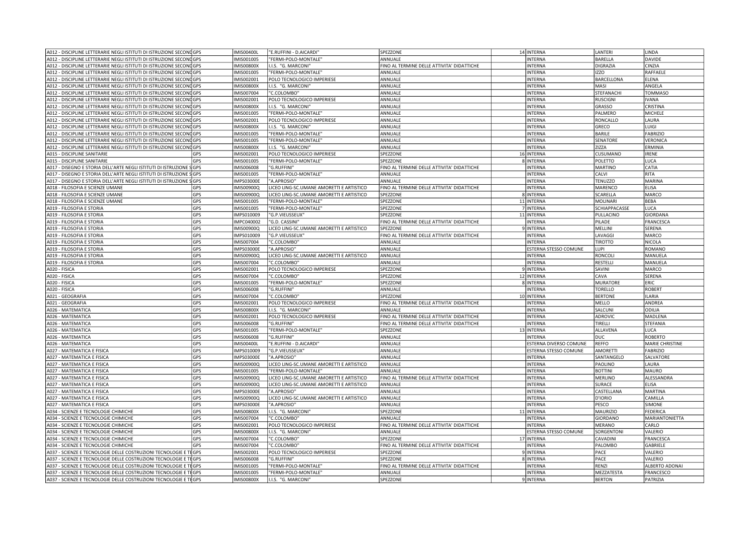| | | | | | | | | |
|---|---|---|---|---|---|---|---|---|
| A012 - DISCIPLINE LETTERARIE NEGLI ISTITUTI DI ISTRUZIONE SECOND | GPS | IMIS00400L | "E.RUFFINI - D.AICARDI" | SPEZZONE | 14 | INTERNA | LANTERI | LINDA |
| A012 - DISCIPLINE LETTERARIE NEGLI ISTITUTI DI ISTRUZIONE SECOND | GPS | IMIS001005 | "FERMI-POLO-MONTALE" | ANNUALE | | INTERNA | BARELLA | DAVIDE |
| A012 - DISCIPLINE LETTERARIE NEGLI ISTITUTI DI ISTRUZIONE SECOND | GPS | IMIS00800X | I.I.S. "G. MARCONI" | FINO AL TERMINE DELLE ATTIVITA' DIDATTICHE | | INTERNA | DIGRAZIA | CINZIA |
| A012 - DISCIPLINE LETTERARIE NEGLI ISTITUTI DI ISTRUZIONE SECOND | GPS | IMIS001005 | "FERMI-POLO-MONTALE" | ANNUALE | | INTERNA | IZZO | RAFFAELE |
| A012 - DISCIPLINE LETTERARIE NEGLI ISTITUTI DI ISTRUZIONE SECOND | GPS | IMIS002001 | POLO TECNOLOGICO IMPERIESE | ANNUALE | | INTERNA | BARCELLONA | ELENA |
| A012 - DISCIPLINE LETTERARIE NEGLI ISTITUTI DI ISTRUZIONE SECOND | GPS | IMIS00800X | I.I.S. "G. MARCONI" | ANNUALE | | INTERNA | MASI | ANGELA |
| A012 - DISCIPLINE LETTERARIE NEGLI ISTITUTI DI ISTRUZIONE SECOND | GPS | IMIS007004 | "C.COLOMBO" | ANNUALE | | INTERNA | STEFANACHI | TOMMASO |
| A012 - DISCIPLINE LETTERARIE NEGLI ISTITUTI DI ISTRUZIONE SECOND | GPS | IMIS002001 | POLO TECNOLOGICO IMPERIESE | ANNUALE | | INTERNA | RUSCIGNI | IVANA |
| A012 - DISCIPLINE LETTERARIE NEGLI ISTITUTI DI ISTRUZIONE SECOND | GPS | IMIS00800X | I.I.S. "G. MARCONI" | ANNUALE | | INTERNA | GRASSO | CRISTINA |
| A012 - DISCIPLINE LETTERARIE NEGLI ISTITUTI DI ISTRUZIONE SECOND | GPS | IMIS001005 | "FERMI-POLO-MONTALE" | ANNUALE | | INTERNA | PALMERO | MICHELE |
| A012 - DISCIPLINE LETTERARIE NEGLI ISTITUTI DI ISTRUZIONE SECOND | GPS | IMIS002001 | POLO TECNOLOGICO IMPERIESE | ANNUALE | | INTERNA | RONCALLO | LAURA |
| A012 - DISCIPLINE LETTERARIE NEGLI ISTITUTI DI ISTRUZIONE SECOND | GPS | IMIS00800X | I.I.S. "G. MARCONI" | ANNUALE | | INTERNA | GRECO | LUIGI |
| A012 - DISCIPLINE LETTERARIE NEGLI ISTITUTI DI ISTRUZIONE SECOND | GPS | IMIS001005 | "FERMI-POLO-MONTALE" | ANNUALE | | INTERNA | BARILE | FABRIZIO |
| A012 - DISCIPLINE LETTERARIE NEGLI ISTITUTI DI ISTRUZIONE SECOND | GPS | IMIS001005 | "FERMI-POLO-MONTALE" | ANNUALE | | INTERNA | SENATORE | VERONICA |
| A012 - DISCIPLINE LETTERARIE NEGLI ISTITUTI DI ISTRUZIONE SECOND | GPS | IMIS00800X | I.I.S. "G. MARCONI" | ANNUALE | | INTERNA | ZIZZA | ERMINIA |
| A015 - DISCIPLINE SANITARIE | GPS | IMIS002001 | POLO TECNOLOGICO IMPERIESE | SPEZZONE | 16 | INTERNA | CUSUMANO | IRENE |
| A015 - DISCIPLINE SANITARIE | GPS | IMIS001005 | "FERMI-POLO-MONTALE" | SPEZZONE | 8 | INTERNA | POLETTO | LUCA |
| A017 - DISEGNO E STORIA DELL'ARTE NEGLI ISTITUTI DI ISTRUZIONE S | GPS | IMIS006008 | "G.RUFFINI" | FINO AL TERMINE DELLE ATTIVITA' DIDATTICHE | | INTERNA | MARTINO | CATIA |
| A017 - DISEGNO E STORIA DELL'ARTE NEGLI ISTITUTI DI ISTRUZIONE S | GPS | IMIS001005 | "FERMI-POLO-MONTALE" | ANNUALE | | INTERNA | CALVI | RITA |
| A017 - DISEGNO E STORIA DELL'ARTE NEGLI ISTITUTI DI ISTRUZIONE S | GPS | IMPS03000E | "A.APROSIO" | ANNUALE | | INTERNA | TENUZZO | MARINA |
| A018 - FILOSOFIA E SCIENZE UMANE | GPS | IMIS00900Q | LICEO LING-SC.UMANE AMORETTI E ARTISTICO | FINO AL TERMINE DELLE ATTIVITA' DIDATTICHE | | INTERNA | MARENCO | ELISA |
| A018 - FILOSOFIA E SCIENZE UMANE | GPS | IMIS00900Q | LICEO LING-SC.UMANE AMORETTI E ARTISTICO | SPEZZONE | 8 | INTERNA | SCARELLA | MARCO |
| A018 - FILOSOFIA E SCIENZE UMANE | GPS | IMIS001005 | "FERMI-POLO-MONTALE" | SPEZZONE | 11 | INTERNA | MOLINARI | BEBA |
| A019 - FILOSOFIA E STORIA | GPS | IMIS001005 | "FERMI-POLO-MONTALE" | SPEZZONE | 7 | INTERNA | SCHIAPPACASSE | LUCA |
| A019 - FILOSOFIA E STORIA | GPS | IMPS010009 | "G.P.VIEUSSEUX" | SPEZZONE | 11 | INTERNA | PULLACINO | GIORDANA |
| A019 - FILOSOFIA E STORIA | GPS | IMPC040002 | "G.D. CASSINI" | FINO AL TERMINE DELLE ATTIVITA' DIDATTICHE | | INTERNA | PILADE | FRANCESCA |
| A019 - FILOSOFIA E STORIA | GPS | IMIS00900Q | LICEO LING-SC.UMANE AMORETTI E ARTISTICO | SPEZZONE | 9 | INTERNA | MELLINI | SERENA |
| A019 - FILOSOFIA E STORIA | GPS | IMPS010009 | "G.P.VIEUSSEUX" | FINO AL TERMINE DELLE ATTIVITA' DIDATTICHE | | INTERNA | LAVAGGI | MARCO |
| A019 - FILOSOFIA E STORIA | GPS | IMIS007004 | "C.COLOMBO" | ANNUALE | | INTERNA | TIROTTO | NICOLA |
| A019 - FILOSOFIA E STORIA | GPS | IMPS03000E | "A.APROSIO" | ANNUALE | | ESTERNA STESSO COMUNE | LUPI | ROMANO |
| A019 - FILOSOFIA E STORIA | GPS | IMIS00900Q | LICEO LING-SC.UMANE AMORETTI E ARTISTICO | ANNUALE | | INTERNA | RONCOLI | MANUELA |
| A019 - FILOSOFIA E STORIA | GPS | IMIS007004 | "C.COLOMBO" | ANNUALE | | INTERNA | RESTELLI | MANUELA |
| A020 - FISICA | GPS | IMIS002001 | POLO TECNOLOGICO IMPERIESE | SPEZZONE | 9 | INTERNA | SAVINI | MARCO |
| A020 - FISICA | GPS | IMIS007004 | "C.COLOMBO" | SPEZZONE | 12 | INTERNA | CAVA | SERENA |
| A020 - FISICA | GPS | IMIS001005 | "FERMI-POLO-MONTALE" | SPEZZONE | 8 | INTERNA | MURATORE | ERIC |
| A020 - FISICA | GPS | IMIS006008 | "G.RUFFINI" | ANNUALE | | INTERNA | TORELLO | ROBERT |
| A021 - GEOGRAFIA | GPS | IMIS007004 | "C.COLOMBO" | SPEZZONE | 10 | INTERNA | BERTONE | ILARIA |
| A021 - GEOGRAFIA | GPS | IMIS002001 | POLO TECNOLOGICO IMPERIESE | FINO AL TERMINE DELLE ATTIVITA' DIDATTICHE | | INTERNA | MELLO | ANDREA |
| A026 - MATEMATICA | GPS | IMIS00800X | I.I.S. "G. MARCONI" | ANNUALE | | INTERNA | SALCUNI | ODILIA |
| A026 - MATEMATICA | GPS | IMIS002001 | POLO TECNOLOGICO IMPERIESE | FINO AL TERMINE DELLE ATTIVITA' DIDATTICHE | | INTERNA | ADROVIC | MADLENA |
| A026 - MATEMATICA | GPS | IMIS006008 | "G.RUFFINI" | FINO AL TERMINE DELLE ATTIVITA' DIDATTICHE | | INTERNA | TIRELLI | STEFANIA |
| A026 - MATEMATICA | GPS | IMIS001005 | "FERMI-POLO-MONTALE" | SPEZZONE | 13 | INTERNA | ALLAVENA | LUCA |
| A026 - MATEMATICA | GPS | IMIS006008 | "G.RUFFINI" | ANNUALE | | INTERNA | DUC | ROBERTO |
| A026 - MATEMATICA | GPS | IMIS00400L | "E.RUFFINI - D.AICARDI" | ANNUALE | | ESTERNA DIVERSO COMUNE | REFFO | MARIE CHRISTINE |
| A027 - MATEMATICA E FISICA | GPS | IMPS010009 | "G.P.VIEUSSEUX" | ANNUALE | | ESTERNA STESSO COMUNE | AMORETTI | FABRIZIO |
| A027 - MATEMATICA E FISICA | GPS | IMPS03000E | "A.APROSIO" | ANNUALE | | INTERNA | SANTANGELO | SALVATORE |
| A027 - MATEMATICA E FISICA | GPS | IMIS00900Q | LICEO LING-SC.UMANE AMORETTI E ARTISTICO | ANNUALE | | INTERNA | PAOLINO | LAURA |
| A027 - MATEMATICA E FISICA | GPS | IMIS001005 | "FERMI-POLO-MONTALE" | ANNUALE | | INTERNA | BOTTINI | MAURO |
| A027 - MATEMATICA E FISICA | GPS | IMIS00900Q | LICEO LING-SC.UMANE AMORETTI E ARTISTICO | FINO AL TERMINE DELLE ATTIVITA' DIDATTICHE | | INTERNA | MERLINO | ALESSANDRA |
| A027 - MATEMATICA E FISICA | GPS | IMIS00900Q | LICEO LING-SC.UMANE AMORETTI E ARTISTICO | ANNUALE | | INTERNA | SURACE | ELISA |
| A027 - MATEMATICA E FISICA | GPS | IMPS03000E | "A.APROSIO" | ANNUALE | | INTERNA | CASTELLANA | MARTINA |
| A027 - MATEMATICA E FISICA | GPS | IMIS00900Q | LICEO LING-SC.UMANE AMORETTI E ARTISTICO | ANNUALE | | INTERNA | D'IORIO | CAMILLA |
| A027 - MATEMATICA E FISICA | GPS | IMPS03000E | "A.APROSIO" | ANNUALE | | INTERNA | PESCO | SIMONE |
| A034 - SCIENZE E TECNOLOGIE CHIMICHE | GPS | IMIS00800X | I.I.S. "G. MARCONI" | SPEZZONE | 11 | INTERNA | MAURIZIO | FEDERICA |
| A034 - SCIENZE E TECNOLOGIE CHIMICHE | GPS | IMIS007004 | "C.COLOMBO" | ANNUALE | | INTERNA | GIORDANO | MARIANTONIETTA |
| A034 - SCIENZE E TECNOLOGIE CHIMICHE | GPS | IMIS002001 | POLO TECNOLOGICO IMPERIESE | FINO AL TERMINE DELLE ATTIVITA' DIDATTICHE | | INTERNA | MERANO | CARLO |
| A034 - SCIENZE E TECNOLOGIE CHIMICHE | GPS | IMIS00800X | I.I.S. "G. MARCONI" | ANNUALE | | ESTERNA STESSO COMUNE | SORGENTONI | VALERIO |
| A034 - SCIENZE E TECNOLOGIE CHIMICHE | GPS | IMIS007004 | "C.COLOMBO" | SPEZZONE | 17 | INTERNA | CAVADINI | FRANCESCA |
| A034 - SCIENZE E TECNOLOGIE CHIMICHE | GPS | IMIS007004 | "C.COLOMBO" | FINO AL TERMINE DELLE ATTIVITA' DIDATTICHE | | INTERNA | PALOMBO | GABRIELE |
| A037 - SCIENZE E TECNOLOGIE DELLE COSTRUZIONI TECNOLOGIE E TE | GPS | IMIS002001 | POLO TECNOLOGICO IMPERIESE | SPEZZONE | 9 | INTERNA | PACE | VALERIO |
| A037 - SCIENZE E TECNOLOGIE DELLE COSTRUZIONI TECNOLOGIE E TE | GPS | IMIS006008 | "G.RUFFINI" | SPEZZONE | 8 | INTERNA | PACE | VALERIO |
| A037 - SCIENZE E TECNOLOGIE DELLE COSTRUZIONI TECNOLOGIE E TE | GPS | IMIS001005 | "FERMI-POLO-MONTALE" | FINO AL TERMINE DELLE ATTIVITA' DIDATTICHE | | INTERNA | RENZI | ALBERTO ADONAI |
| A037 - SCIENZE E TECNOLOGIE DELLE COSTRUZIONI TECNOLOGIE E TE | GPS | IMIS001005 | "FERMI-POLO-MONTALE" | ANNUALE | | INTERNA | MEZZATESTA | FRANCESCO |
| A037 - SCIENZE E TECNOLOGIE DELLE COSTRUZIONI TECNOLOGIE E TE | GPS | IMIS00800X | I.I.S. "G. MARCONI" | SPEZZONE | 9 | INTERNA | BERTON | PATRIZIA |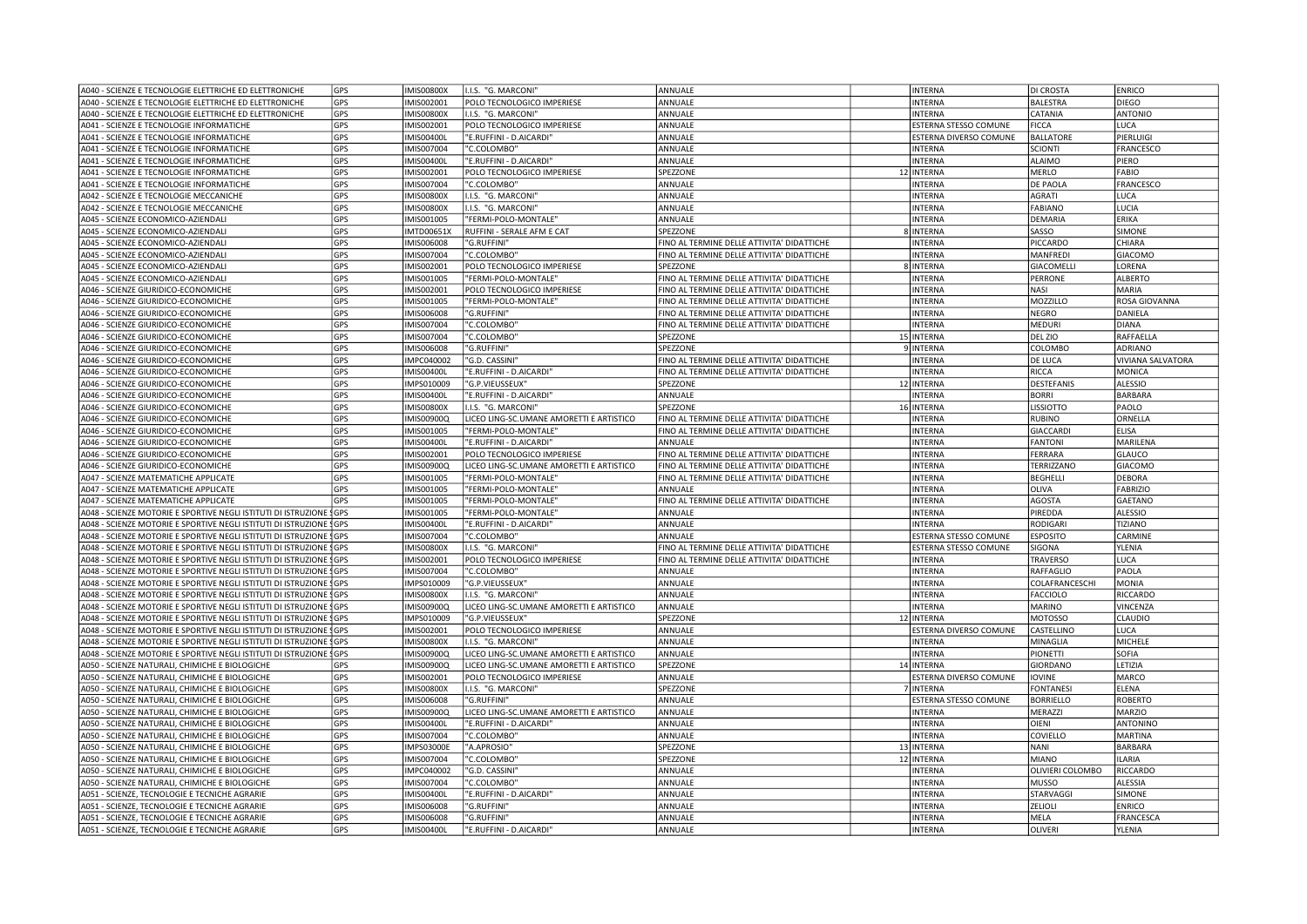| | | | | | | | | |
|---|---|---|---|---|---|---|---|---|
| A040 - SCIENZE E TECNOLOGIE ELETTRICHE ED ELETTRONICHE | GPS | IMIS00800X | I.I.S. "G. MARCONI" | ANNUALE | | INTERNA | DI CROSTA | ENRICO |
| A040 - SCIENZE E TECNOLOGIE ELETTRICHE ED ELETTRONICHE | GPS | IMIS002001 | POLO TECNOLOGICO IMPERIESE | ANNUALE | | INTERNA | BALESTRA | DIEGO |
| A040 - SCIENZE E TECNOLOGIE ELETTRICHE ED ELETTRONICHE | GPS | IMIS00800X | I.I.S. "G. MARCONI" | ANNUALE | | INTERNA | CATANIA | ANTONIO |
| A041 - SCIENZE E TECNOLOGIE INFORMATICHE | GPS | IMIS002001 | POLO TECNOLOGICO IMPERIESE | ANNUALE | | ESTERNA STESSO COMUNE | FICCA | LUCA |
| A041 - SCIENZE E TECNOLOGIE INFORMATICHE | GPS | IMIS00400L | "E.RUFFINI - D.AICARDI" | ANNUALE | | ESTERNA DIVERSO COMUNE | BALLATORE | PIERLUIGI |
| A041 - SCIENZE E TECNOLOGIE INFORMATICHE | GPS | IMIS007004 | "C.COLOMBO" | ANNUALE | | INTERNA | SCIONTI | FRANCESCO |
| A041 - SCIENZE E TECNOLOGIE INFORMATICHE | GPS | IMIS00400L | "E.RUFFINI - D.AICARDI" | ANNUALE | | INTERNA | ALAIMO | PIERO |
| A041 - SCIENZE E TECNOLOGIE INFORMATICHE | GPS | IMIS002001 | POLO TECNOLOGICO IMPERIESE | SPEZZONE | 12 | INTERNA | MERLO | FABIO |
| A041 - SCIENZE E TECNOLOGIE INFORMATICHE | GPS | IMIS007004 | "C.COLOMBO" | ANNUALE | | INTERNA | DE PAOLA | FRANCESCO |
| A042 - SCIENZE E TECNOLOGIE MECCANICHE | GPS | IMIS00800X | I.I.S. "G. MARCONI" | ANNUALE | | INTERNA | AGRATI | LUCA |
| A042 - SCIENZE E TECNOLOGIE MECCANICHE | GPS | IMIS00800X | I.I.S. "G. MARCONI" | ANNUALE | | INTERNA | FABIANO | LUCIA |
| A045 - SCIENZE ECONOMICO-AZIENDALI | GPS | IMIS001005 | "FERMI-POLO-MONTALE" | ANNUALE | | INTERNA | DEMARIA | ERIKA |
| A045 - SCIENZE ECONOMICO-AZIENDALI | GPS | IMTD00651X | RUFFINI - SERALE AFM E CAT | SPEZZONE | 8 | INTERNA | SASSO | SIMONE |
| A045 - SCIENZE ECONOMICO-AZIENDALI | GPS | IMIS006008 | "G.RUFFINI" | FINO AL TERMINE DELLE ATTIVITA' DIDATTICHE | | INTERNA | PICCARDO | CHIARA |
| A045 - SCIENZE ECONOMICO-AZIENDALI | GPS | IMIS007004 | "C.COLOMBO" | FINO AL TERMINE DELLE ATTIVITA' DIDATTICHE | | INTERNA | MANFREDI | GIACOMO |
| A045 - SCIENZE ECONOMICO-AZIENDALI | GPS | IMIS002001 | POLO TECNOLOGICO IMPERIESE | SPEZZONE | 8 | INTERNA | GIACOMELLI | LORENA |
| A045 - SCIENZE ECONOMICO-AZIENDALI | GPS | IMIS001005 | "FERMI-POLO-MONTALE" | FINO AL TERMINE DELLE ATTIVITA' DIDATTICHE | | INTERNA | PERRONE | ALBERTO |
| A046 - SCIENZE GIURIDICO-ECONOMICHE | GPS | IMIS002001 | POLO TECNOLOGICO IMPERIESE | FINO AL TERMINE DELLE ATTIVITA' DIDATTICHE | | INTERNA | NASI | MARIA |
| A046 - SCIENZE GIURIDICO-ECONOMICHE | GPS | IMIS001005 | "FERMI-POLO-MONTALE" | FINO AL TERMINE DELLE ATTIVITA' DIDATTICHE | | INTERNA | MOZZILLO | ROSA GIOVANNA |
| A046 - SCIENZE GIURIDICO-ECONOMICHE | GPS | IMIS006008 | "G.RUFFINI" | FINO AL TERMINE DELLE ATTIVITA' DIDATTICHE | | INTERNA | NEGRO | DANIELA |
| A046 - SCIENZE GIURIDICO-ECONOMICHE | GPS | IMIS007004 | "C.COLOMBO" | FINO AL TERMINE DELLE ATTIVITA' DIDATTICHE | | INTERNA | MEDURI | DIANA |
| A046 - SCIENZE GIURIDICO-ECONOMICHE | GPS | IMIS007004 | "C.COLOMBO" | SPEZZONE | 15 | INTERNA | DEL ZIO | RAFFAELLA |
| A046 - SCIENZE GIURIDICO-ECONOMICHE | GPS | IMIS006008 | "G.RUFFINI" | SPEZZONE | 9 | INTERNA | COLOMBO | ADRIANO |
| A046 - SCIENZE GIURIDICO-ECONOMICHE | GPS | IMPC040002 | "G.D. CASSINI" | FINO AL TERMINE DELLE ATTIVITA' DIDATTICHE | | INTERNA | DE LUCA | VIVIANA SALVATORA |
| A046 - SCIENZE GIURIDICO-ECONOMICHE | GPS | IMIS00400L | "E.RUFFINI - D.AICARDI" | FINO AL TERMINE DELLE ATTIVITA' DIDATTICHE | | INTERNA | RICCA | MONICA |
| A046 - SCIENZE GIURIDICO-ECONOMICHE | GPS | IMPS010009 | "G.P.VIEUSSEUX" | SPEZZONE | 12 | INTERNA | DESTEFANIS | ALESSIO |
| A046 - SCIENZE GIURIDICO-ECONOMICHE | GPS | IMIS00400L | "E.RUFFINI - D.AICARDI" | ANNUALE | | INTERNA | BORRI | BARBARA |
| A046 - SCIENZE GIURIDICO-ECONOMICHE | GPS | IMIS00800X | I.I.S. "G. MARCONI" | SPEZZONE | 16 | INTERNA | LISSIOTTO | PAOLO |
| A046 - SCIENZE GIURIDICO-ECONOMICHE | GPS | IMIS00900Q | LICEO LING-SC.UMANE AMORETTI E ARTISTICO | FINO AL TERMINE DELLE ATTIVITA' DIDATTICHE | | INTERNA | RUBINO | ORNELLA |
| A046 - SCIENZE GIURIDICO-ECONOMICHE | GPS | IMIS001005 | "FERMI-POLO-MONTALE" | FINO AL TERMINE DELLE ATTIVITA' DIDATTICHE | | INTERNA | GIACCARDI | ELISA |
| A046 - SCIENZE GIURIDICO-ECONOMICHE | GPS | IMIS00400L | "E.RUFFINI - D.AICARDI" | ANNUALE | | INTERNA | FANTONI | MARILENA |
| A046 - SCIENZE GIURIDICO-ECONOMICHE | GPS | IMIS002001 | POLO TECNOLOGICO IMPERIESE | FINO AL TERMINE DELLE ATTIVITA' DIDATTICHE | | INTERNA | FERRARA | GLAUCO |
| A046 - SCIENZE GIURIDICO-ECONOMICHE | GPS | IMIS00900Q | LICEO LING-SC.UMANE AMORETTI E ARTISTICO | FINO AL TERMINE DELLE ATTIVITA' DIDATTICHE | | INTERNA | TERRIZZANO | GIACOMO |
| A047 - SCIENZE MATEMATICHE APPLICATE | GPS | IMIS001005 | "FERMI-POLO-MONTALE" | FINO AL TERMINE DELLE ATTIVITA' DIDATTICHE | | INTERNA | BEGHELLI | DEBORA |
| A047 - SCIENZE MATEMATICHE APPLICATE | GPS | IMIS001005 | "FERMI-POLO-MONTALE" | ANNUALE | | INTERNA | OLIVA | FABRIZIO |
| A047 - SCIENZE MATEMATICHE APPLICATE | GPS | IMIS001005 | "FERMI-POLO-MONTALE" | FINO AL TERMINE DELLE ATTIVITA' DIDATTICHE | | INTERNA | AGOSTA | GAETANO |
| A048 - SCIENZE MOTORIE E SPORTIVE NEGLI ISTITUTI DI ISTRUZIONE S | GPS | IMIS001005 | "FERMI-POLO-MONTALE" | ANNUALE | | INTERNA | PIREDDA | ALESSIO |
| A048 - SCIENZE MOTORIE E SPORTIVE NEGLI ISTITUTI DI ISTRUZIONE S | GPS | IMIS00400L | "E.RUFFINI - D.AICARDI" | ANNUALE | | INTERNA | RODIGARI | TIZIANO |
| A048 - SCIENZE MOTORIE E SPORTIVE NEGLI ISTITUTI DI ISTRUZIONE S | GPS | IMIS007004 | "C.COLOMBO" | ANNUALE | | ESTERNA STESSO COMUNE | ESPOSITO | CARMINE |
| A048 - SCIENZE MOTORIE E SPORTIVE NEGLI ISTITUTI DI ISTRUZIONE S | GPS | IMIS00800X | I.I.S. "G. MARCONI" | FINO AL TERMINE DELLE ATTIVITA' DIDATTICHE | | ESTERNA STESSO COMUNE | SIGONA | YLENIA |
| A048 - SCIENZE MOTORIE E SPORTIVE NEGLI ISTITUTI DI ISTRUZIONE S | GPS | IMIS002001 | POLO TECNOLOGICO IMPERIESE | FINO AL TERMINE DELLE ATTIVITA' DIDATTICHE | | INTERNA | TRAVERSO | LUCA |
| A048 - SCIENZE MOTORIE E SPORTIVE NEGLI ISTITUTI DI ISTRUZIONE S | GPS | IMIS007004 | "C.COLOMBO" | ANNUALE | | INTERNA | RAFFAGLIO | PAOLA |
| A048 - SCIENZE MOTORIE E SPORTIVE NEGLI ISTITUTI DI ISTRUZIONE S | GPS | IMPS010009 | "G.P.VIEUSSEUX" | ANNUALE | | INTERNA | COLAFRANCESCHI | MONIA |
| A048 - SCIENZE MOTORIE E SPORTIVE NEGLI ISTITUTI DI ISTRUZIONE S | GPS | IMIS00800X | I.I.S. "G. MARCONI" | ANNUALE | | INTERNA | FACCIOLO | RICCARDO |
| A048 - SCIENZE MOTORIE E SPORTIVE NEGLI ISTITUTI DI ISTRUZIONE S | GPS | IMIS00900Q | LICEO LING-SC.UMANE AMORETTI E ARTISTICO | ANNUALE | | INTERNA | MARINO | VINCENZA |
| A048 - SCIENZE MOTORIE E SPORTIVE NEGLI ISTITUTI DI ISTRUZIONE S | GPS | IMPS010009 | "G.P.VIEUSSEUX" | SPEZZONE | 12 | INTERNA | MOTOSSO | CLAUDIO |
| A048 - SCIENZE MOTORIE E SPORTIVE NEGLI ISTITUTI DI ISTRUZIONE S | GPS | IMIS002001 | POLO TECNOLOGICO IMPERIESE | ANNUALE | | ESTERNA DIVERSO COMUNE | CASTELLINO | LUCA |
| A048 - SCIENZE MOTORIE E SPORTIVE NEGLI ISTITUTI DI ISTRUZIONE S | GPS | IMIS00800X | I.I.S. "G. MARCONI" | ANNUALE | | INTERNA | MINAGLIA | MICHELE |
| A048 - SCIENZE MOTORIE E SPORTIVE NEGLI ISTITUTI DI ISTRUZIONE S | GPS | IMIS00900Q | LICEO LING-SC.UMANE AMORETTI E ARTISTICO | ANNUALE | | INTERNA | PIONETTI | SOFIA |
| A050 - SCIENZE NATURALI, CHIMICHE E BIOLOGICHE | GPS | IMIS00900Q | LICEO LING-SC.UMANE AMORETTI E ARTISTICO | SPEZZONE | 14 | INTERNA | GIORDANO | LETIZIA |
| A050 - SCIENZE NATURALI, CHIMICHE E BIOLOGICHE | GPS | IMIS002001 | POLO TECNOLOGICO IMPERIESE | ANNUALE | | ESTERNA DIVERSO COMUNE | IOVINE | MARCO |
| A050 - SCIENZE NATURALI, CHIMICHE E BIOLOGICHE | GPS | IMIS00800X | I.I.S. "G. MARCONI" | SPEZZONE | 7 | INTERNA | FONTANESI | ELENA |
| A050 - SCIENZE NATURALI, CHIMICHE E BIOLOGICHE | GPS | IMIS006008 | "G.RUFFINI" | ANNUALE | | ESTERNA STESSO COMUNE | BORRIELLO | ROBERTO |
| A050 - SCIENZE NATURALI, CHIMICHE E BIOLOGICHE | GPS | IMIS00900Q | LICEO LING-SC.UMANE AMORETTI E ARTISTICO | ANNUALE | | INTERNA | MERAZZI | MARZIO |
| A050 - SCIENZE NATURALI, CHIMICHE E BIOLOGICHE | GPS | IMIS00400L | "E.RUFFINI - D.AICARDI" | ANNUALE | | INTERNA | OIENI | ANTONINO |
| A050 - SCIENZE NATURALI, CHIMICHE E BIOLOGICHE | GPS | IMIS007004 | "C.COLOMBO" | ANNUALE | | INTERNA | COVIELLO | MARTINA |
| A050 - SCIENZE NATURALI, CHIMICHE E BIOLOGICHE | GPS | IMPS03000E | "A.APROSIO" | SPEZZONE | 13 | INTERNA | NANI | BARBARA |
| A050 - SCIENZE NATURALI, CHIMICHE E BIOLOGICHE | GPS | IMIS007004 | "C.COLOMBO" | SPEZZONE | 12 | INTERNA | MIANO | ILARIA |
| A050 - SCIENZE NATURALI, CHIMICHE E BIOLOGICHE | GPS | IMPC040002 | "G.D. CASSINI" | ANNUALE | | INTERNA | OLIVIERI COLOMBO | RICCARDO |
| A050 - SCIENZE NATURALI, CHIMICHE E BIOLOGICHE | GPS | IMIS007004 | "C.COLOMBO" | ANNUALE | | INTERNA | MUSSO | ALESSIA |
| A051 - SCIENZE, TECNOLOGIE E TECNICHE AGRARIE | GPS | IMIS00400L | "E.RUFFINI - D.AICARDI" | ANNUALE | | INTERNA | STARVAGGI | SIMONE |
| A051 - SCIENZE, TECNOLOGIE E TECNICHE AGRARIE | GPS | IMIS006008 | "G.RUFFINI" | ANNUALE | | INTERNA | ZELIOLI | ENRICO |
| A051 - SCIENZE, TECNOLOGIE E TECNICHE AGRARIE | GPS | IMIS006008 | "G.RUFFINI" | ANNUALE | | INTERNA | MELA | FRANCESCA |
| A051 - SCIENZE, TECNOLOGIE E TECNICHE AGRARIE | GPS | IMIS00400L | "E.RUFFINI - D.AICARDI" | ANNUALE | | INTERNA | OLIVERI | YLENIA |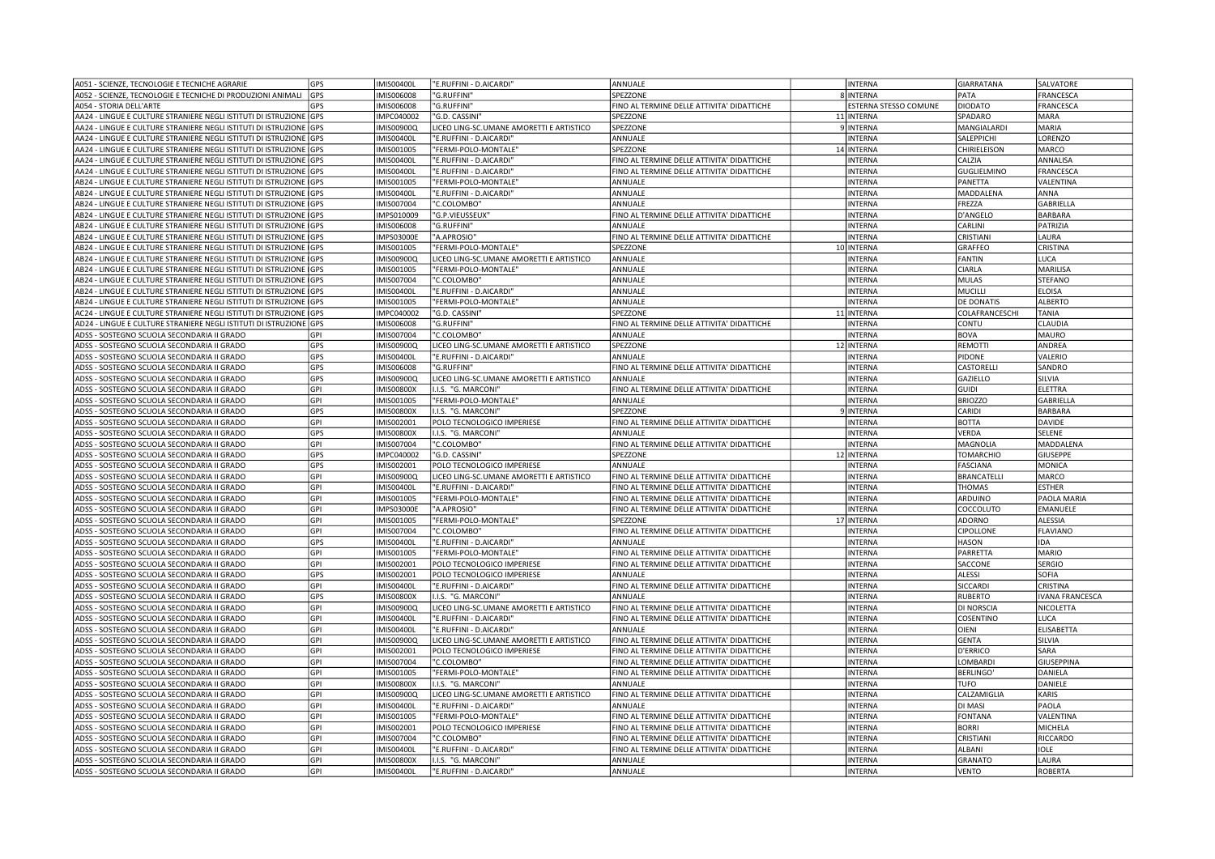| | | | | | | | | |
|---|---|---|---|---|---|---|---|---|
| A051 - SCIENZE, TECNOLOGIE E TECNICHE AGRARIE | GPS | IMIS00400L | "E.RUFFINI - D.AICARDI" | ANNUALE | | INTERNA | GIARRATANA | SALVATORE |
| A052 - SCIENZE, TECNOLOGIE E TECNICHE DI PRODUZIONI ANIMALI | GPS | IMIS006008 | "G.RUFFINI" | SPEZZONE | 8 | INTERNA | PATA | FRANCESCA |
| A054 - STORIA DELL'ARTE | GPS | IMIS006008 | "G.RUFFINI" | FINO AL TERMINE DELLE ATTIVITA' DIDATTICHE | | ESTERNA STESSO COMUNE | DIODATO | FRANCESCA |
| AA24 - LINGUE E CULTURE STRANIERE NEGLI ISTITUTI DI ISTRUZIONE | GPS | IMPC040002 | "G.D. CASSINI" | SPEZZONE | 11 | INTERNA | SPADARO | MARA |
| AA24 - LINGUE E CULTURE STRANIERE NEGLI ISTITUTI DI ISTRUZIONE | GPS | IMIS00900Q | LICEO LING-SC.UMANE AMORETTI E ARTISTICO | SPEZZONE | 9 | INTERNA | MANGIALARDI | MARIA |
| AA24 - LINGUE E CULTURE STRANIERE NEGLI ISTITUTI DI ISTRUZIONE | GPS | IMIS00400L | "E.RUFFINI - D.AICARDI" | ANNUALE | | INTERNA | SALEPPICHI | LORENZO |
| AA24 - LINGUE E CULTURE STRANIERE NEGLI ISTITUTI DI ISTRUZIONE | GPS | IMIS001005 | "FERMI-POLO-MONTALE" | SPEZZONE | 14 | INTERNA | CHIRIELEISON | MARCO |
| AA24 - LINGUE E CULTURE STRANIERE NEGLI ISTITUTI DI ISTRUZIONE | GPS | IMIS00400L | "E.RUFFINI - D.AICARDI" | FINO AL TERMINE DELLE ATTIVITA' DIDATTICHE | | INTERNA | CALZIA | ANNALISA |
| AA24 - LINGUE E CULTURE STRANIERE NEGLI ISTITUTI DI ISTRUZIONE | GPS | IMIS00400L | "E.RUFFINI - D.AICARDI" | FINO AL TERMINE DELLE ATTIVITA' DIDATTICHE | | INTERNA | GUGLIELMINO | FRANCESCA |
| AB24 - LINGUE E CULTURE STRANIERE NEGLI ISTITUTI DI ISTRUZIONE | GPS | IMIS001005 | "FERMI-POLO-MONTALE" | ANNUALE | | INTERNA | PANETTA | VALENTINA |
| AB24 - LINGUE E CULTURE STRANIERE NEGLI ISTITUTI DI ISTRUZIONE | GPS | IMIS00400L | "E.RUFFINI - D.AICARDI" | ANNUALE | | INTERNA | MADDALENA | ANNA |
| AB24 - LINGUE E CULTURE STRANIERE NEGLI ISTITUTI DI ISTRUZIONE | GPS | IMIS007004 | "C.COLOMBO" | ANNUALE | | INTERNA | FREZZA | GABRIELLA |
| AB24 - LINGUE E CULTURE STRANIERE NEGLI ISTITUTI DI ISTRUZIONE | GPS | IMPS010009 | "G.P.VIEUSSEUX" | FINO AL TERMINE DELLE ATTIVITA' DIDATTICHE | | INTERNA | D'ANGELO | BARBARA |
| AB24 - LINGUE E CULTURE STRANIERE NEGLI ISTITUTI DI ISTRUZIONE | GPS | IMIS006008 | "G.RUFFINI" | ANNUALE | | INTERNA | CARLINI | PATRIZIA |
| AB24 - LINGUE E CULTURE STRANIERE NEGLI ISTITUTI DI ISTRUZIONE | GPS | IMPS03000E | "A.APROSIO" | FINO AL TERMINE DELLE ATTIVITA' DIDATTICHE | | INTERNA | CRISTIANI | LAURA |
| AB24 - LINGUE E CULTURE STRANIERE NEGLI ISTITUTI DI ISTRUZIONE | GPS | IMIS001005 | "FERMI-POLO-MONTALE" | SPEZZONE | 10 | INTERNA | GRAFFEO | CRISTINA |
| AB24 - LINGUE E CULTURE STRANIERE NEGLI ISTITUTI DI ISTRUZIONE | GPS | IMIS00900Q | LICEO LING-SC.UMANE AMORETTI E ARTISTICO | ANNUALE | | INTERNA | FANTIN | LUCA |
| AB24 - LINGUE E CULTURE STRANIERE NEGLI ISTITUTI DI ISTRUZIONE | GPS | IMIS001005 | "FERMI-POLO-MONTALE" | ANNUALE | | INTERNA | CIARLA | MARILISA |
| AB24 - LINGUE E CULTURE STRANIERE NEGLI ISTITUTI DI ISTRUZIONE | GPS | IMIS007004 | "C.COLOMBO" | ANNUALE | | INTERNA | MULAS | STEFANO |
| AB24 - LINGUE E CULTURE STRANIERE NEGLI ISTITUTI DI ISTRUZIONE | GPS | IMIS00400L | "E.RUFFINI - D.AICARDI" | ANNUALE | | INTERNA | MUCILLI | ELOISA |
| AB24 - LINGUE E CULTURE STRANIERE NEGLI ISTITUTI DI ISTRUZIONE | GPS | IMIS001005 | "FERMI-POLO-MONTALE" | ANNUALE | | INTERNA | DE DONATIS | ALBERTO |
| AC24 - LINGUE E CULTURE STRANIERE NEGLI ISTITUTI DI ISTRUZIONE | GPS | IMPC040002 | "G.D. CASSINI" | SPEZZONE | 11 | INTERNA | COLAFRANCESCHI | TANIA |
| AD24 - LINGUE E CULTURE STRANIERE NEGLI ISTITUTI DI ISTRUZIONE | GPS | IMIS006008 | "G.RUFFINI" | FINO AL TERMINE DELLE ATTIVITA' DIDATTICHE | | INTERNA | CONTU | CLAUDIA |
| ADSS - SOSTEGNO SCUOLA SECONDARIA II GRADO | GPI | IMIS007004 | "C.COLOMBO" | ANNUALE | | INTERNA | BOVA | MAURO |
| ADSS - SOSTEGNO SCUOLA SECONDARIA II GRADO | GPS | IMIS00900Q | LICEO LING-SC.UMANE AMORETTI E ARTISTICO | SPEZZONE | 12 | INTERNA | REMOTTI | ANDREA |
| ADSS - SOSTEGNO SCUOLA SECONDARIA II GRADO | GPS | IMIS00400L | "E.RUFFINI - D.AICARDI" | ANNUALE | | INTERNA | PIDONE | VALERIO |
| ADSS - SOSTEGNO SCUOLA SECONDARIA II GRADO | GPS | IMIS006008 | "G.RUFFINI" | FINO AL TERMINE DELLE ATTIVITA' DIDATTICHE | | INTERNA | CASTORELLI | SANDRO |
| ADSS - SOSTEGNO SCUOLA SECONDARIA II GRADO | GPS | IMIS00900Q | LICEO LING-SC.UMANE AMORETTI E ARTISTICO | ANNUALE | | INTERNA | GAZIELLO | SILVIA |
| ADSS - SOSTEGNO SCUOLA SECONDARIA II GRADO | GPI | IMIS00800X | I.I.S. "G. MARCONI" | FINO AL TERMINE DELLE ATTIVITA' DIDATTICHE | | INTERNA | GUIDI | ELETTRA |
| ADSS - SOSTEGNO SCUOLA SECONDARIA II GRADO | GPI | IMIS001005 | "FERMI-POLO-MONTALE" | ANNUALE | | INTERNA | BRIOZZO | GABRIELLA |
| ADSS - SOSTEGNO SCUOLA SECONDARIA II GRADO | GPS | IMIS00800X | I.I.S. "G. MARCONI" | SPEZZONE | 9 | INTERNA | CARIDI | BARBARA |
| ADSS - SOSTEGNO SCUOLA SECONDARIA II GRADO | GPI | IMIS002001 | POLO TECNOLOGICO IMPERIESE | FINO AL TERMINE DELLE ATTIVITA' DIDATTICHE | | INTERNA | BOTTA | DAVIDE |
| ADSS - SOSTEGNO SCUOLA SECONDARIA II GRADO | GPS | IMIS00800X | I.I.S. "G. MARCONI" | ANNUALE | | INTERNA | VERDA | SELENE |
| ADSS - SOSTEGNO SCUOLA SECONDARIA II GRADO | GPI | IMIS007004 | "C.COLOMBO" | FINO AL TERMINE DELLE ATTIVITA' DIDATTICHE | | INTERNA | MAGNOLIA | MADDALENA |
| ADSS - SOSTEGNO SCUOLA SECONDARIA II GRADO | GPS | IMPC040002 | "G.D. CASSINI" | SPEZZONE | 12 | INTERNA | TOMARCHIO | GIUSEPPE |
| ADSS - SOSTEGNO SCUOLA SECONDARIA II GRADO | GPS | IMIS002001 | POLO TECNOLOGICO IMPERIESE | ANNUALE | | INTERNA | FASCIANA | MONICA |
| ADSS - SOSTEGNO SCUOLA SECONDARIA II GRADO | GPI | IMIS00900Q | LICEO LING-SC.UMANE AMORETTI E ARTISTICO | FINO AL TERMINE DELLE ATTIVITA' DIDATTICHE | | INTERNA | BRANCATELLI | MARCO |
| ADSS - SOSTEGNO SCUOLA SECONDARIA II GRADO | GPI | IMIS00400L | "E.RUFFINI - D.AICARDI" | FINO AL TERMINE DELLE ATTIVITA' DIDATTICHE | | INTERNA | THOMAS | ESTHER |
| ADSS - SOSTEGNO SCUOLA SECONDARIA II GRADO | GPI | IMIS001005 | "FERMI-POLO-MONTALE" | FINO AL TERMINE DELLE ATTIVITA' DIDATTICHE | | INTERNA | ARDUINO | PAOLA MARIA |
| ADSS - SOSTEGNO SCUOLA SECONDARIA II GRADO | GPI | IMPS03000E | "A.APROSIO" | FINO AL TERMINE DELLE ATTIVITA' DIDATTICHE | | INTERNA | COCCOLUTO | EMANUELE |
| ADSS - SOSTEGNO SCUOLA SECONDARIA II GRADO | GPI | IMIS001005 | "FERMI-POLO-MONTALE" | SPEZZONE | 17 | INTERNA | ADORNO | ALESSIA |
| ADSS - SOSTEGNO SCUOLA SECONDARIA II GRADO | GPI | IMIS007004 | "C.COLOMBO" | FINO AL TERMINE DELLE ATTIVITA' DIDATTICHE | | INTERNA | CIPOLLONE | FLAVIANO |
| ADSS - SOSTEGNO SCUOLA SECONDARIA II GRADO | GPS | IMIS00400L | "E.RUFFINI - D.AICARDI" | ANNUALE | | INTERNA | HASON | IDA |
| ADSS - SOSTEGNO SCUOLA SECONDARIA II GRADO | GPI | IMIS001005 | "FERMI-POLO-MONTALE" | FINO AL TERMINE DELLE ATTIVITA' DIDATTICHE | | INTERNA | PARRETTA | MARIO |
| ADSS - SOSTEGNO SCUOLA SECONDARIA II GRADO | GPI | IMIS002001 | POLO TECNOLOGICO IMPERIESE | FINO AL TERMINE DELLE ATTIVITA' DIDATTICHE | | INTERNA | SACCONE | SERGIO |
| ADSS - SOSTEGNO SCUOLA SECONDARIA II GRADO | GPS | IMIS002001 | POLO TECNOLOGICO IMPERIESE | ANNUALE | | INTERNA | ALESSI | SOFIA |
| ADSS - SOSTEGNO SCUOLA SECONDARIA II GRADO | GPI | IMIS00400L | "E.RUFFINI - D.AICARDI" | FINO AL TERMINE DELLE ATTIVITA' DIDATTICHE | | INTERNA | SICCARDI | CRISTINA |
| ADSS - SOSTEGNO SCUOLA SECONDARIA II GRADO | GPS | IMIS00800X | I.I.S. "G. MARCONI" | ANNUALE | | INTERNA | RUBERTO | IVANA FRANCESCA |
| ADSS - SOSTEGNO SCUOLA SECONDARIA II GRADO | GPI | IMIS00900Q | LICEO LING-SC.UMANE AMORETTI E ARTISTICO | FINO AL TERMINE DELLE ATTIVITA' DIDATTICHE | | INTERNA | DI NORSCIA | NICOLETTA |
| ADSS - SOSTEGNO SCUOLA SECONDARIA II GRADO | GPI | IMIS00400L | "E.RUFFINI - D.AICARDI" | FINO AL TERMINE DELLE ATTIVITA' DIDATTICHE | | INTERNA | COSENTINO | LUCA |
| ADSS - SOSTEGNO SCUOLA SECONDARIA II GRADO | GPI | IMIS00400L | "E.RUFFINI - D.AICARDI" | ANNUALE | | INTERNA | OIENI | ELISABETTA |
| ADSS - SOSTEGNO SCUOLA SECONDARIA II GRADO | GPI | IMIS00900Q | LICEO LING-SC.UMANE AMORETTI E ARTISTICO | FINO AL TERMINE DELLE ATTIVITA' DIDATTICHE | | INTERNA | GENTA | SILVIA |
| ADSS - SOSTEGNO SCUOLA SECONDARIA II GRADO | GPI | IMIS002001 | POLO TECNOLOGICO IMPERIESE | FINO AL TERMINE DELLE ATTIVITA' DIDATTICHE | | INTERNA | D'ERRICO | SARA |
| ADSS - SOSTEGNO SCUOLA SECONDARIA II GRADO | GPI | IMIS007004 | "C.COLOMBO" | FINO AL TERMINE DELLE ATTIVITA' DIDATTICHE | | INTERNA | LOMBARDI | GIUSEPPINA |
| ADSS - SOSTEGNO SCUOLA SECONDARIA II GRADO | GPI | IMIS001005 | "FERMI-POLO-MONTALE" | FINO AL TERMINE DELLE ATTIVITA' DIDATTICHE | | INTERNA | BERLINGO' | DANIELA |
| ADSS - SOSTEGNO SCUOLA SECONDARIA II GRADO | GPI | IMIS00800X | I.I.S. "G. MARCONI" | ANNUALE | | INTERNA | TUFO | DANIELE |
| ADSS - SOSTEGNO SCUOLA SECONDARIA II GRADO | GPI | IMIS00900Q | LICEO LING-SC.UMANE AMORETTI E ARTISTICO | FINO AL TERMINE DELLE ATTIVITA' DIDATTICHE | | INTERNA | CALZAMIGLIA | KARIS |
| ADSS - SOSTEGNO SCUOLA SECONDARIA II GRADO | GPI | IMIS00400L | "E.RUFFINI - D.AICARDI" | ANNUALE | | INTERNA | DI MASI | PAOLA |
| ADSS - SOSTEGNO SCUOLA SECONDARIA II GRADO | GPI | IMIS001005 | "FERMI-POLO-MONTALE" | FINO AL TERMINE DELLE ATTIVITA' DIDATTICHE | | INTERNA | FONTANA | VALENTINA |
| ADSS - SOSTEGNO SCUOLA SECONDARIA II GRADO | GPI | IMIS002001 | POLO TECNOLOGICO IMPERIESE | FINO AL TERMINE DELLE ATTIVITA' DIDATTICHE | | INTERNA | BORRI | MICHELA |
| ADSS - SOSTEGNO SCUOLA SECONDARIA II GRADO | GPI | IMIS007004 | "C.COLOMBO" | FINO AL TERMINE DELLE ATTIVITA' DIDATTICHE | | INTERNA | CRISTIANI | RICCARDO |
| ADSS - SOSTEGNO SCUOLA SECONDARIA II GRADO | GPI | IMIS00400L | "E.RUFFINI - D.AICARDI" | FINO AL TERMINE DELLE ATTIVITA' DIDATTICHE | | INTERNA | ALBANI | IOLE |
| ADSS - SOSTEGNO SCUOLA SECONDARIA II GRADO | GPI | IMIS00800X | I.I.S. "G. MARCONI" | ANNUALE | | INTERNA | GRANATO | LAURA |
| ADSS - SOSTEGNO SCUOLA SECONDARIA II GRADO | GPI | IMIS00400L | "E.RUFFINI - D.AICARDI" | ANNUALE | | INTERNA | VENTO | ROBERTA |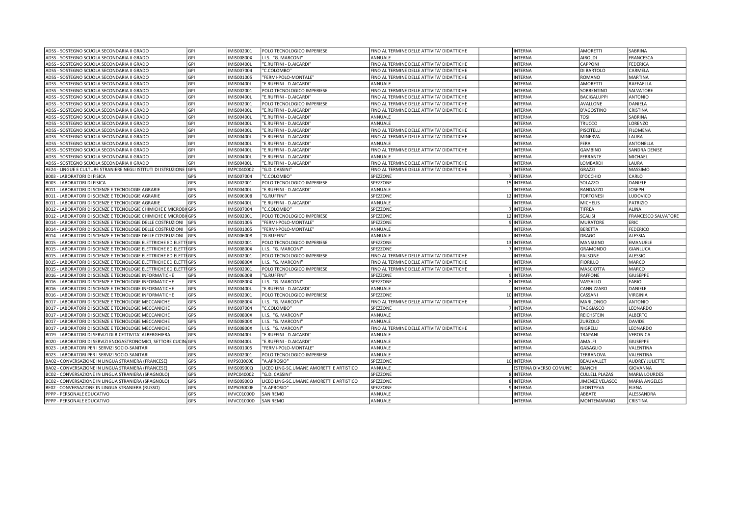| | | | | | | | | | |
|---|---|---|---|---|---|---|---|---|---|
| ADSS - SOSTEGNO SCUOLA SECONDARIA II GRADO | GPI | IMIS002001 | POLO TECNOLOGICO IMPERIESE | FINO AL TERMINE DELLE ATTIVITA' DIDATTICHE | | INTERNA | AMORETTI | SABRINA |
| ADSS - SOSTEGNO SCUOLA SECONDARIA II GRADO | GPI | IMIS00800X | I.I.S. "G. MARCONI" | ANNUALE | | INTERNA | AIROLDI | FRANCESCA |
| ADSS - SOSTEGNO SCUOLA SECONDARIA II GRADO | GPI | IMIS00400L | "E.RUFFINI - D.AICARDI" | FINO AL TERMINE DELLE ATTIVITA' DIDATTICHE | | INTERNA | CAPPONI | FEDERICA |
| ADSS - SOSTEGNO SCUOLA SECONDARIA II GRADO | GPI | IMIS007004 | "C.COLOMBO" | FINO AL TERMINE DELLE ATTIVITA' DIDATTICHE | | INTERNA | DI BARTOLO | CARMELA |
| ADSS - SOSTEGNO SCUOLA SECONDARIA II GRADO | GPI | IMIS001005 | "FERMI-POLO-MONTALE" | FINO AL TERMINE DELLE ATTIVITA' DIDATTICHE | | INTERNA | ROMANO | MARTINA |
| ADSS - SOSTEGNO SCUOLA SECONDARIA II GRADO | GPI | IMIS00400L | "E.RUFFINI - D.AICARDI" | ANNUALE | | INTERNA | AMORETTI | RAFFAELLA |
| ADSS - SOSTEGNO SCUOLA SECONDARIA II GRADO | GPI | IMIS002001 | POLO TECNOLOGICO IMPERIESE | FINO AL TERMINE DELLE ATTIVITA' DIDATTICHE | | INTERNA | SORRENTINO | SALVATORE |
| ADSS - SOSTEGNO SCUOLA SECONDARIA II GRADO | GPI | IMIS00400L | "E.RUFFINI - D.AICARDI" | FINO AL TERMINE DELLE ATTIVITA' DIDATTICHE | | INTERNA | BACIGALUPPI | ANTONIO |
| ADSS - SOSTEGNO SCUOLA SECONDARIA II GRADO | GPI | IMIS002001 | POLO TECNOLOGICO IMPERIESE | FINO AL TERMINE DELLE ATTIVITA' DIDATTICHE | | INTERNA | AVALLONE | DANIELA |
| ADSS - SOSTEGNO SCUOLA SECONDARIA II GRADO | GPI | IMIS00400L | "E.RUFFINI - D.AICARDI" | FINO AL TERMINE DELLE ATTIVITA' DIDATTICHE | | INTERNA | D'AGOSTINO | CRISTINA |
| ADSS - SOSTEGNO SCUOLA SECONDARIA II GRADO | GPI | IMIS00400L | "E.RUFFINI - D.AICARDI" | ANNUALE | | INTERNA | TOSI | SABRINA |
| ADSS - SOSTEGNO SCUOLA SECONDARIA II GRADO | GPI | IMIS00400L | "E.RUFFINI - D.AICARDI" | ANNUALE | | INTERNA | TRUCCO | LORENZO |
| ADSS - SOSTEGNO SCUOLA SECONDARIA II GRADO | GPI | IMIS00400L | "E.RUFFINI - D.AICARDI" | FINO AL TERMINE DELLE ATTIVITA' DIDATTICHE | | INTERNA | PISCITELLI | FILOMENA |
| ADSS - SOSTEGNO SCUOLA SECONDARIA II GRADO | GPI | IMIS00400L | "E.RUFFINI - D.AICARDI" | FINO AL TERMINE DELLE ATTIVITA' DIDATTICHE | | INTERNA | MINERVA | LAURA |
| ADSS - SOSTEGNO SCUOLA SECONDARIA II GRADO | GPI | IMIS00400L | "E.RUFFINI - D.AICARDI" | ANNUALE | | INTERNA | FERA | ANTONELLA |
| ADSS - SOSTEGNO SCUOLA SECONDARIA II GRADO | GPI | IMIS00400L | "E.RUFFINI - D.AICARDI" | FINO AL TERMINE DELLE ATTIVITA' DIDATTICHE | | INTERNA | GAMBINO | SANDRA DENISE |
| ADSS - SOSTEGNO SCUOLA SECONDARIA II GRADO | GPI | IMIS00400L | "E.RUFFINI - D.AICARDI" | ANNUALE | | INTERNA | FERRANTE | MICHAEL |
| ADSS - SOSTEGNO SCUOLA SECONDARIA II GRADO | GPI | IMIS00400L | "E.RUFFINI - D.AICARDI" | FINO AL TERMINE DELLE ATTIVITA' DIDATTICHE | | INTERNA | LOMBARDI | LAURA |
| AE24 - LINGUE E CULTURE STRANIERE NEGLI ISTITUTI DI ISTRUZIONE | GPS | IMPC040002 | "G.D. CASSINI" | FINO AL TERMINE DELLE ATTIVITA' DIDATTICHE | | INTERNA | GRAZZI | MASSIMO |
| B003 - LABORATORI DI FISICA | GPS | IMIS007004 | "C.COLOMBO" | SPEZZONE | 7 | INTERNA | D'OCCHIO | CARLO |
| B003 - LABORATORI DI FISICA | GPS | IMIS002001 | POLO TECNOLOGICO IMPERIESE | SPEZZONE | 15 | INTERNA | SOLAZZO | DANIELE |
| B011 - LABORATORI DI SCIENZE E TECNOLOGIE AGRARIE | GPS | IMIS00400L | "E.RUFFINI - D.AICARDI" | ANNUALE | | INTERNA | RANDAZZO | JOSEPH |
| B011 - LABORATORI DI SCIENZE E TECNOLOGIE AGRARIE | GPS | IMIS006008 | "G.RUFFINI" | SPEZZONE | 12 | INTERNA | TORTONESI | LUDOVICO |
| B011 - LABORATORI DI SCIENZE E TECNOLOGIE AGRARIE | GPS | IMIS00400L | "E.RUFFINI - D.AICARDI" | ANNUALE | | INTERNA | MICHELIS | PATRIZIO |
| B012 - LABORATORI DI SCIENZE E TECNOLOGIE CHIMICHE E MICROBI | GPS | IMIS007004 | "C.COLOMBO" | SPEZZONE | 7 | INTERNA | TIFREA | ALINA |
| B012 - LABORATORI DI SCIENZE E TECNOLOGIE CHIMICHE E MICROBI | GPS | IMIS002001 | POLO TECNOLOGICO IMPERIESE | SPEZZONE | 12 | INTERNA | SCALISI | FRANCESCO SALVATORE |
| B014 - LABORATORI DI SCIENZE E TECNOLOGIE DELLE COSTRUZIONI | GPS | IMIS001005 | "FERMI-POLO-MONTALE" | SPEZZONE | 9 | INTERNA | MURATORE | ERIC |
| B014 - LABORATORI DI SCIENZE E TECNOLOGIE DELLE COSTRUZIONI | GPS | IMIS001005 | "FERMI-POLO-MONTALE" | ANNUALE | | INTERNA | BERETTA | FEDERICO |
| B014 - LABORATORI DI SCIENZE E TECNOLOGIE DELLE COSTRUZIONI | GPS | IMIS006008 | "G.RUFFINI" | ANNUALE | | INTERNA | DRAGO | ALESSIA |
| B015 - LABORATORI DI SCIENZE E TECNOLOGIE ELETTRICHE ED ELETT | GPS | IMIS002001 | POLO TECNOLOGICO IMPERIESE | SPEZZONE | 13 | INTERNA | MANSUINO | EMANUELE |
| B015 - LABORATORI DI SCIENZE E TECNOLOGIE ELETTRICHE ED ELETT | GPS | IMIS00800X | I.I.S. "G. MARCONI" | SPEZZONE | 7 | INTERNA | GRAMONDO | GIANLUCA |
| B015 - LABORATORI DI SCIENZE E TECNOLOGIE ELETTRICHE ED ELETT | GPS | IMIS002001 | POLO TECNOLOGICO IMPERIESE | FINO AL TERMINE DELLE ATTIVITA' DIDATTICHE | | INTERNA | FALSONE | ALESSIO |
| B015 - LABORATORI DI SCIENZE E TECNOLOGIE ELETTRICHE ED ELETT | GPS | IMIS00800X | I.I.S. "G. MARCONI" | FINO AL TERMINE DELLE ATTIVITA' DIDATTICHE | | INTERNA | FIORILLO | MARCO |
| B015 - LABORATORI DI SCIENZE E TECNOLOGIE ELETTRICHE ED ELETT | GPS | IMIS002001 | POLO TECNOLOGICO IMPERIESE | FINO AL TERMINE DELLE ATTIVITA' DIDATTICHE | | INTERNA | MASCIOTTA | MARCO |
| B016 - LABORATORI DI SCIENZE E TECNOLOGIE INFORMATICHE | GPS | IMIS006008 | "G.RUFFINI" | SPEZZONE | 9 | INTERNA | RAFFONE | GIUSEPPE |
| B016 - LABORATORI DI SCIENZE E TECNOLOGIE INFORMATICHE | GPS | IMIS00800X | I.I.S. "G. MARCONI" | SPEZZONE | 8 | INTERNA | VASSALLO | FABIO |
| B016 - LABORATORI DI SCIENZE E TECNOLOGIE INFORMATICHE | GPS | IMIS00400L | "E.RUFFINI - D.AICARDI" | ANNUALE | | INTERNA | CANNIZZARO | DANIELE |
| B016 - LABORATORI DI SCIENZE E TECNOLOGIE INFORMATICHE | GPS | IMIS002001 | POLO TECNOLOGICO IMPERIESE | SPEZZONE | 10 | INTERNA | CASSANI | VIRGINIA |
| B017 - LABORATORI DI SCIENZE E TECNOLOGIE MECCANICHE | GPS | IMIS00800X | I.I.S. "G. MARCONI" | FINO AL TERMINE DELLE ATTIVITA' DIDATTICHE | | INTERNA | MARILONGO | ANTONIO |
| B017 - LABORATORI DI SCIENZE E TECNOLOGIE MECCANICHE | GPS | IMIS007004 | "C.COLOMBO" | SPEZZONE | 7 | INTERNA | TAGGIASCO | LEONARDO |
| B017 - LABORATORI DI SCIENZE E TECNOLOGIE MECCANICHE | GPS | IMIS00800X | I.I.S. "G. MARCONI" | ANNUALE | | INTERNA | REICHSTEIN | ALBERTO |
| B017 - LABORATORI DI SCIENZE E TECNOLOGIE MECCANICHE | GPS | IMIS00800X | I.I.S. "G. MARCONI" | ANNUALE | | INTERNA | ZURZOLO | DAVIDE |
| B017 - LABORATORI DI SCIENZE E TECNOLOGIE MECCANICHE | GPS | IMIS00800X | I.I.S. "G. MARCONI" | FINO AL TERMINE DELLE ATTIVITA' DIDATTICHE | | INTERNA | NIGRELLI | LEONARDO |
| B019 - LABORATORI DI SERVIZI DI RICETTIVITA' ALBERGHIERA | GPS | IMIS00400L | "E.RUFFINI - D.AICARDI" | ANNUALE | | INTERNA | TRAPANI | VERONICA |
| B020 - LABORATORI DI SERVIZI ENOGASTRONOMICI, SETTORE CUCIN | GPS | IMIS00400L | "E.RUFFINI - D.AICARDI" | ANNUALE | | INTERNA | AMALFI | GIUSEPPE |
| B023 - LABORATORI PER I SERVIZI SOCIO-SANITARI | GPS | IMIS001005 | "FERMI-POLO-MONTALE" | ANNUALE | | INTERNA | GABAGLIO | VALENTINA |
| B023 - LABORATORI PER I SERVIZI SOCIO-SANITARI | GPS | IMIS002001 | POLO TECNOLOGICO IMPERIESE | ANNUALE | | INTERNA | TERRANOVA | VALENTINA |
| BA02 - CONVERSAZIONE IN LINGUA STRANIERA (FRANCESE) | GPS | IMPS03000E | "A.APROSIO" | SPEZZONE | 10 | INTERNA | BEAUVALLET | AUDREY JULIETTE |
| BA02 - CONVERSAZIONE IN LINGUA STRANIERA (FRANCESE) | GPS | IMIS00900Q | LICEO LING-SC.UMANE AMORETTI E ARTISTICO | ANNUALE | | ESTERNA DIVERSO COMUNE | BIANCHI | GIOVANNA |
| BC02 - CONVERSAZIONE IN LINGUA STRANIERA (SPAGNOLO) | GPS | IMPC040002 | "G.D. CASSINI" | SPEZZONE | 8 | INTERNA | CULLELL PLAZAS | MARIA LOURDES |
| BC02 - CONVERSAZIONE IN LINGUA STRANIERA (SPAGNOLO) | GPS | IMIS00900Q | LICEO LING-SC.UMANE AMORETTI E ARTISTICO | SPEZZONE | 8 | INTERNA | JIMENEZ VELASCO | MARIA ANGELES |
| BE02 - CONVERSAZIONE IN LINGUA STRANIERA (RUSSO) | GPS | IMPS03000E | "A.APROSIO" | SPEZZONE | 9 | INTERNA | LEONTYEVA | ELENA |
| PPPP - PERSONALE EDUCATIVO | GPS | IMVC01000D | SAN REMO | ANNUALE | | INTERNA | ABBATE | ALESSANDRA |
| PPPP - PERSONALE EDUCATIVO | GPS | IMVC01000D | SAN REMO | ANNUALE | | INTERNA | MONTEMARANO | CRISTINA |